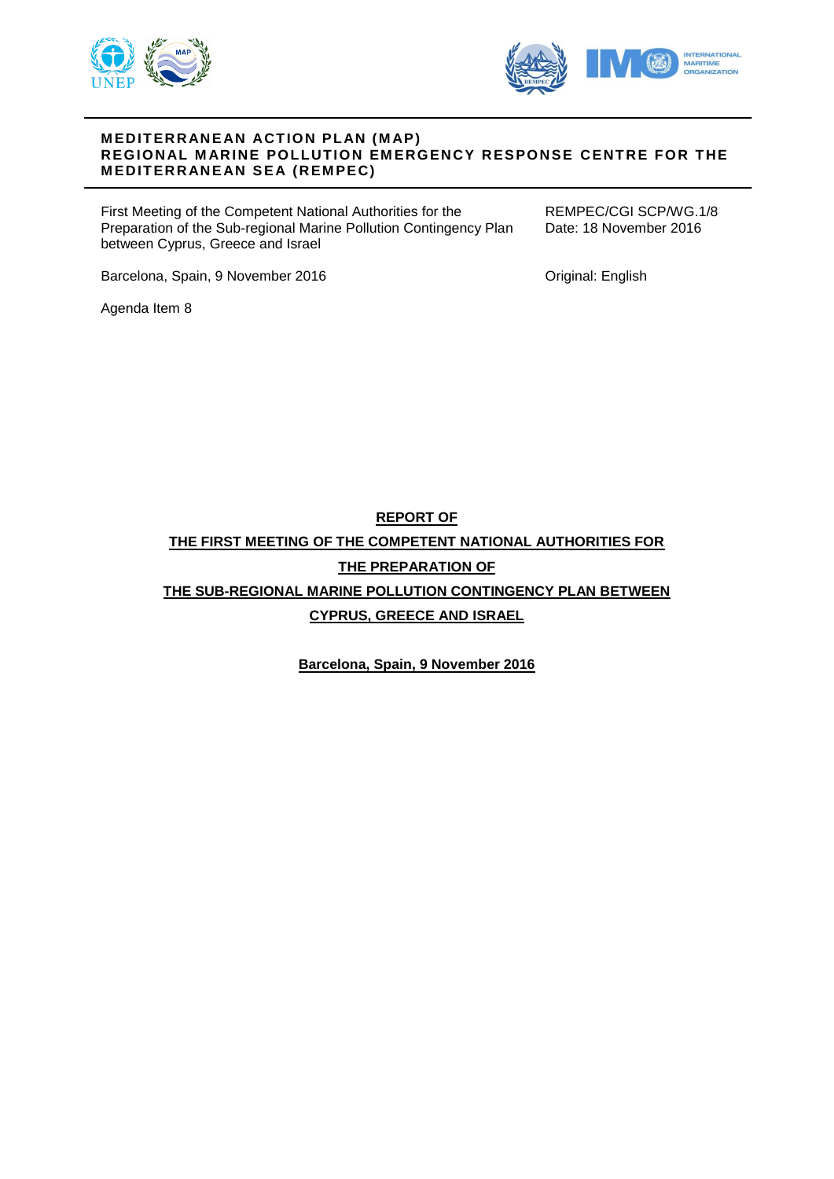**MEDITERRANEAN ACTION PLAN (MAP)**
**REGIONAL MARINE POLLUTION EMERGENCY RESPONSE CENTRE FOR THE MEDITERRANEAN SEA (REMPEC)**

First Meeting of the Competent National Authorities for the Preparation of the Sub-regional Marine Pollution Contingency Plan between Cyprus, Greece and Israel

REMPEC/CGI SCP/WG.1/8
Date: 18 November 2016

Barcelona, Spain, 9 November 2016

Original: English

Agenda Item 8

# REPORT OF THE FIRST MEETING OF THE COMPETENT NATIONAL AUTHORITIES FOR THE PREPARATION OF THE SUB-REGIONAL MARINE POLLUTION CONTINGENCY PLAN BETWEEN CYPRUS, GREECE AND ISRAEL

**Barcelona, Spain, 9 November 2016**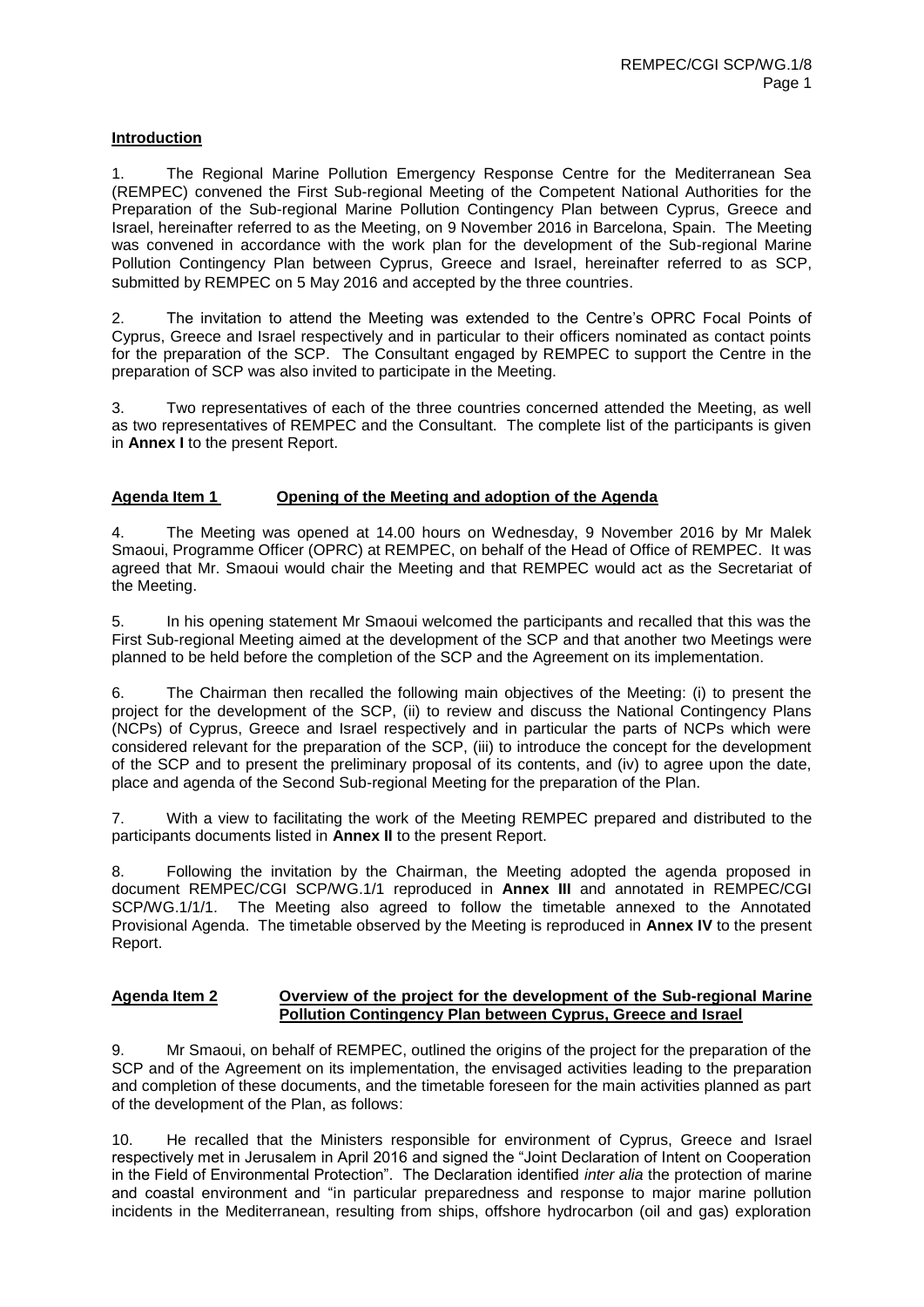## Introduction

1. The Regional Marine Pollution Emergency Response Centre for the Mediterranean Sea (REMPEC) convened the First Sub-regional Meeting of the Competent National Authorities for the Preparation of the Sub-regional Marine Pollution Contingency Plan between Cyprus, Greece and Israel, hereinafter referred to as the Meeting, on 9 November 2016 in Barcelona, Spain. The Meeting was convened in accordance with the work plan for the development of the Sub-regional Marine Pollution Contingency Plan between Cyprus, Greece and Israel, hereinafter referred to as SCP, submitted by REMPEC on 5 May 2016 and accepted by the three countries.

2. The invitation to attend the Meeting was extended to the Centre's OPRC Focal Points of Cyprus, Greece and Israel respectively and in particular to their officers nominated as contact points for the preparation of the SCP. The Consultant engaged by REMPEC to support the Centre in the preparation of SCP was also invited to participate in the Meeting.

3. Two representatives of each of the three countries concerned attended the Meeting, as well as two representatives of REMPEC and the Consultant. The complete list of the participants is given in **Annex I** to the present Report.

## Agenda Item 1 Opening of the Meeting and adoption of the Agenda

4. The Meeting was opened at 14.00 hours on Wednesday, 9 November 2016 by Mr Malek Smaoui, Programme Officer (OPRC) at REMPEC, on behalf of the Head of Office of REMPEC. It was agreed that Mr. Smaoui would chair the Meeting and that REMPEC would act as the Secretariat of the Meeting.

5. In his opening statement Mr Smaoui welcomed the participants and recalled that this was the First Sub-regional Meeting aimed at the development of the SCP and that another two Meetings were planned to be held before the completion of the SCP and the Agreement on its implementation.

6. The Chairman then recalled the following main objectives of the Meeting: (i) to present the project for the development of the SCP, (ii) to review and discuss the National Contingency Plans (NCPs) of Cyprus, Greece and Israel respectively and in particular the parts of NCPs which were considered relevant for the preparation of the SCP, (iii) to introduce the concept for the development of the SCP and to present the preliminary proposal of its contents, and (iv) to agree upon the date, place and agenda of the Second Sub-regional Meeting for the preparation of the Plan.

7. With a view to facilitating the work of the Meeting REMPEC prepared and distributed to the participants documents listed in **Annex II** to the present Report.

8. Following the invitation by the Chairman, the Meeting adopted the agenda proposed in document REMPEC/CGI SCP/WG.1/1 reproduced in **Annex III** and annotated in REMPEC/CGI SCP/WG.1/1/1. The Meeting also agreed to follow the timetable annexed to the Annotated Provisional Agenda. The timetable observed by the Meeting is reproduced in **Annex IV** to the present Report.

## Agenda Item 2 Overview of the project for the development of the Sub-regional Marine Pollution Contingency Plan between Cyprus, Greece and Israel

9. Mr Smaoui, on behalf of REMPEC, outlined the origins of the project for the preparation of the SCP and of the Agreement on its implementation, the envisaged activities leading to the preparation and completion of these documents, and the timetable foreseen for the main activities planned as part of the development of the Plan, as follows:

10. He recalled that the Ministers responsible for environment of Cyprus, Greece and Israel respectively met in Jerusalem in April 2016 and signed the "Joint Declaration of Intent on Cooperation in the Field of Environmental Protection". The Declaration identified *inter alia* the protection of marine and coastal environment and "in particular preparedness and response to major marine pollution incidents in the Mediterranean, resulting from ships, offshore hydrocarbon (oil and gas) exploration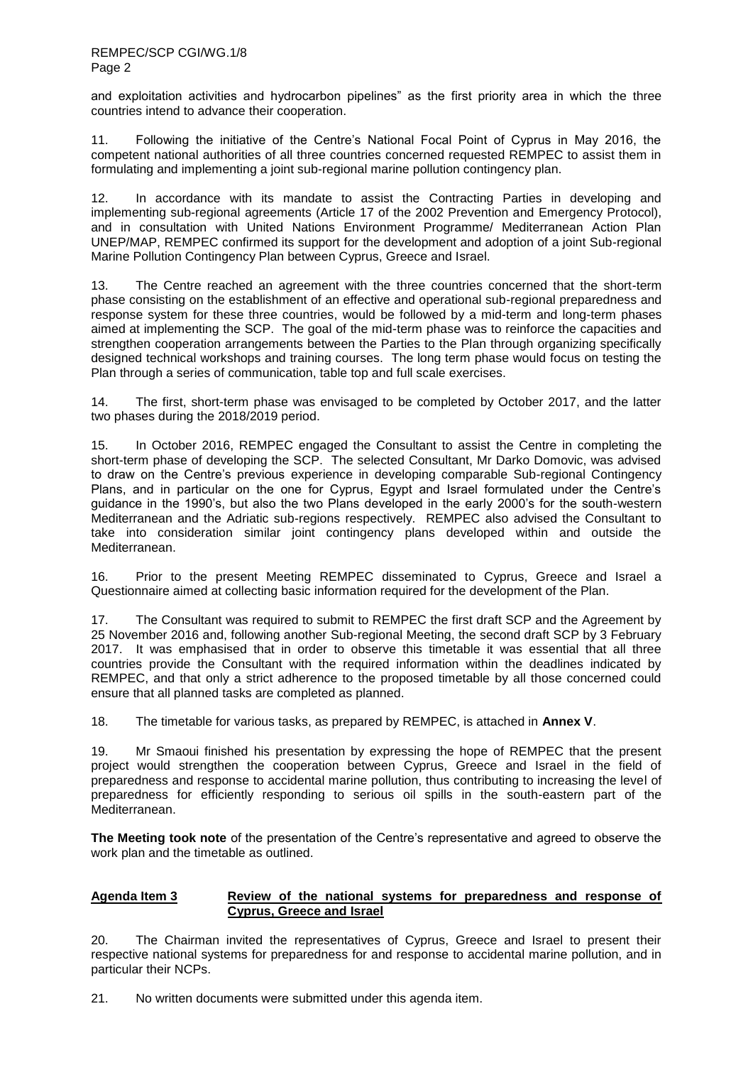and exploitation activities and hydrocarbon pipelines" as the first priority area in which the three countries intend to advance their cooperation.

11. Following the initiative of the Centre's National Focal Point of Cyprus in May 2016, the competent national authorities of all three countries concerned requested REMPEC to assist them in formulating and implementing a joint sub-regional marine pollution contingency plan.

12. In accordance with its mandate to assist the Contracting Parties in developing and implementing sub-regional agreements (Article 17 of the 2002 Prevention and Emergency Protocol), and in consultation with United Nations Environment Programme/ Mediterranean Action Plan UNEP/MAP, REMPEC confirmed its support for the development and adoption of a joint Sub-regional Marine Pollution Contingency Plan between Cyprus, Greece and Israel.

13. The Centre reached an agreement with the three countries concerned that the short-term phase consisting on the establishment of an effective and operational sub-regional preparedness and response system for these three countries, would be followed by a mid-term and long-term phases aimed at implementing the SCP. The goal of the mid-term phase was to reinforce the capacities and strengthen cooperation arrangements between the Parties to the Plan through organizing specifically designed technical workshops and training courses. The long term phase would focus on testing the Plan through a series of communication, table top and full scale exercises.

14. The first, short-term phase was envisaged to be completed by October 2017, and the latter two phases during the 2018/2019 period.

15. In October 2016, REMPEC engaged the Consultant to assist the Centre in completing the short-term phase of developing the SCP. The selected Consultant, Mr Darko Domovic, was advised to draw on the Centre's previous experience in developing comparable Sub-regional Contingency Plans, and in particular on the one for Cyprus, Egypt and Israel formulated under the Centre's guidance in the 1990's, but also the two Plans developed in the early 2000's for the south-western Mediterranean and the Adriatic sub-regions respectively. REMPEC also advised the Consultant to take into consideration similar joint contingency plans developed within and outside the Mediterranean.

16. Prior to the present Meeting REMPEC disseminated to Cyprus, Greece and Israel a Questionnaire aimed at collecting basic information required for the development of the Plan.

17. The Consultant was required to submit to REMPEC the first draft SCP and the Agreement by 25 November 2016 and, following another Sub-regional Meeting, the second draft SCP by 3 February 2017. It was emphasised that in order to observe this timetable it was essential that all three countries provide the Consultant with the required information within the deadlines indicated by REMPEC, and that only a strict adherence to the proposed timetable by all those concerned could ensure that all planned tasks are completed as planned.

18. The timetable for various tasks, as prepared by REMPEC, is attached in **Annex V**.

19. Mr Smaoui finished his presentation by expressing the hope of REMPEC that the present project would strengthen the cooperation between Cyprus, Greece and Israel in the field of preparedness and response to accidental marine pollution, thus contributing to increasing the level of preparedness for efficiently responding to serious oil spills in the south-eastern part of the Mediterranean.

**The Meeting took note** of the presentation of the Centre's representative and agreed to observe the work plan and the timetable as outlined.

## Agenda Item 3 — Review of the national systems for preparedness and response of Cyprus, Greece and Israel

20. The Chairman invited the representatives of Cyprus, Greece and Israel to present their respective national systems for preparedness for and response to accidental marine pollution, and in particular their NCPs.

21. No written documents were submitted under this agenda item.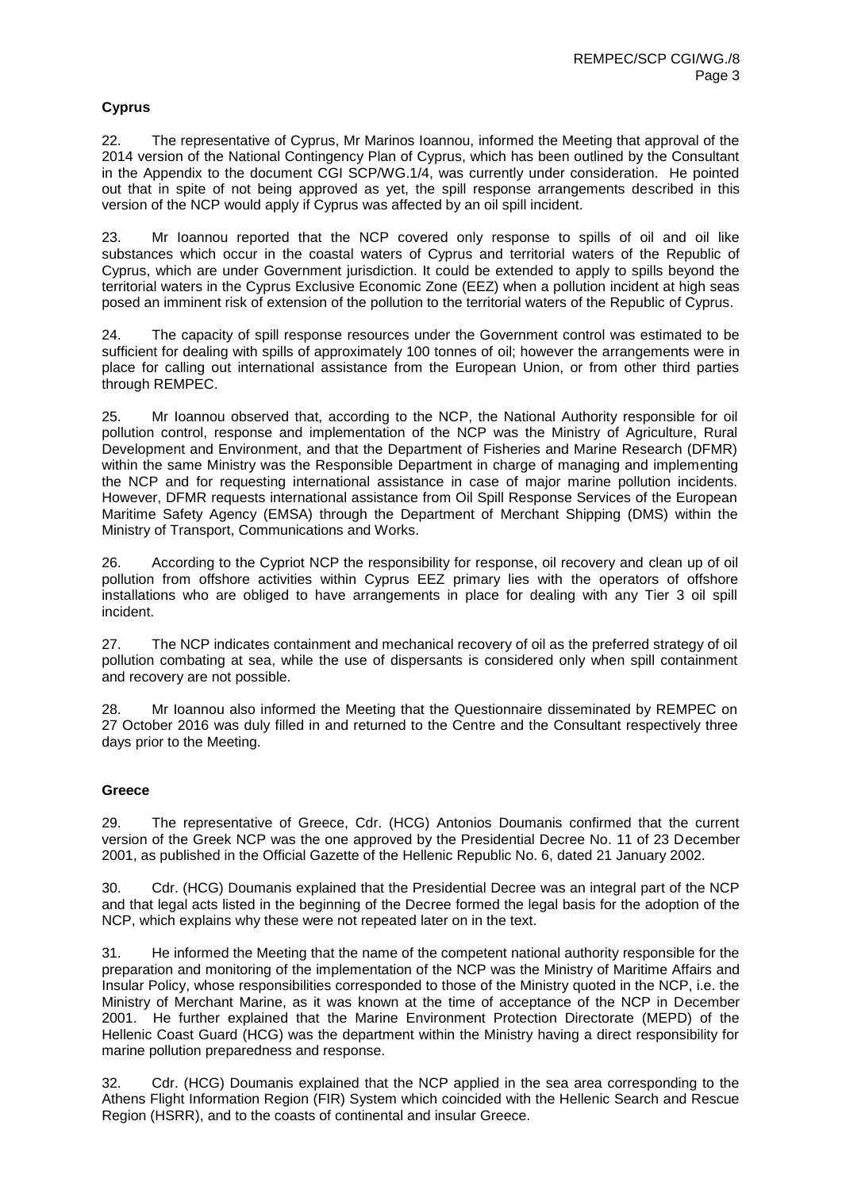**Cyprus**

22. The representative of Cyprus, Mr Marinos Ioannou, informed the Meeting that approval of the 2014 version of the National Contingency Plan of Cyprus, which has been outlined by the Consultant in the Appendix to the document CGI SCP/WG.1/4, was currently under consideration. He pointed out that in spite of not being approved as yet, the spill response arrangements described in this version of the NCP would apply if Cyprus was affected by an oil spill incident.

23. Mr Ioannou reported that the NCP covered only response to spills of oil and oil like substances which occur in the coastal waters of Cyprus and territorial waters of the Republic of Cyprus, which are under Government jurisdiction. It could be extended to apply to spills beyond the territorial waters in the Cyprus Exclusive Economic Zone (EEZ) when a pollution incident at high seas posed an imminent risk of extension of the pollution to the territorial waters of the Republic of Cyprus.

24. The capacity of spill response resources under the Government control was estimated to be sufficient for dealing with spills of approximately 100 tonnes of oil; however the arrangements were in place for calling out international assistance from the European Union, or from other third parties through REMPEC.

25. Mr Ioannou observed that, according to the NCP, the National Authority responsible for oil pollution control, response and implementation of the NCP was the Ministry of Agriculture, Rural Development and Environment, and that the Department of Fisheries and Marine Research (DFMR) within the same Ministry was the Responsible Department in charge of managing and implementing the NCP and for requesting international assistance in case of major marine pollution incidents. However, DFMR requests international assistance from Oil Spill Response Services of the European Maritime Safety Agency (EMSA) through the Department of Merchant Shipping (DMS) within the Ministry of Transport, Communications and Works.

26. According to the Cypriot NCP the responsibility for response, oil recovery and clean up of oil pollution from offshore activities within Cyprus EEZ primary lies with the operators of offshore installations who are obliged to have arrangements in place for dealing with any Tier 3 oil spill incident.

27. The NCP indicates containment and mechanical recovery of oil as the preferred strategy of oil pollution combating at sea, while the use of dispersants is considered only when spill containment and recovery are not possible.

28. Mr Ioannou also informed the Meeting that the Questionnaire disseminated by REMPEC on 27 October 2016 was duly filled in and returned to the Centre and the Consultant respectively three days prior to the Meeting.

**Greece**

29. The representative of Greece, Cdr. (HCG) Antonios Doumanis confirmed that the current version of the Greek NCP was the one approved by the Presidential Decree No. 11 of 23 December 2001, as published in the Official Gazette of the Hellenic Republic No. 6, dated 21 January 2002.

30. Cdr. (HCG) Doumanis explained that the Presidential Decree was an integral part of the NCP and that legal acts listed in the beginning of the Decree formed the legal basis for the adoption of the NCP, which explains why these were not repeated later on in the text.

31. He informed the Meeting that the name of the competent national authority responsible for the preparation and monitoring of the implementation of the NCP was the Ministry of Maritime Affairs and Insular Policy, whose responsibilities corresponded to those of the Ministry quoted in the NCP, i.e. the Ministry of Merchant Marine, as it was known at the time of acceptance of the NCP in December 2001. He further explained that the Marine Environment Protection Directorate (MEPD) of the Hellenic Coast Guard (HCG) was the department within the Ministry having a direct responsibility for marine pollution preparedness and response.

32. Cdr. (HCG) Doumanis explained that the NCP applied in the sea area corresponding to the Athens Flight Information Region (FIR) System which coincided with the Hellenic Search and Rescue Region (HSRR), and to the coasts of continental and insular Greece.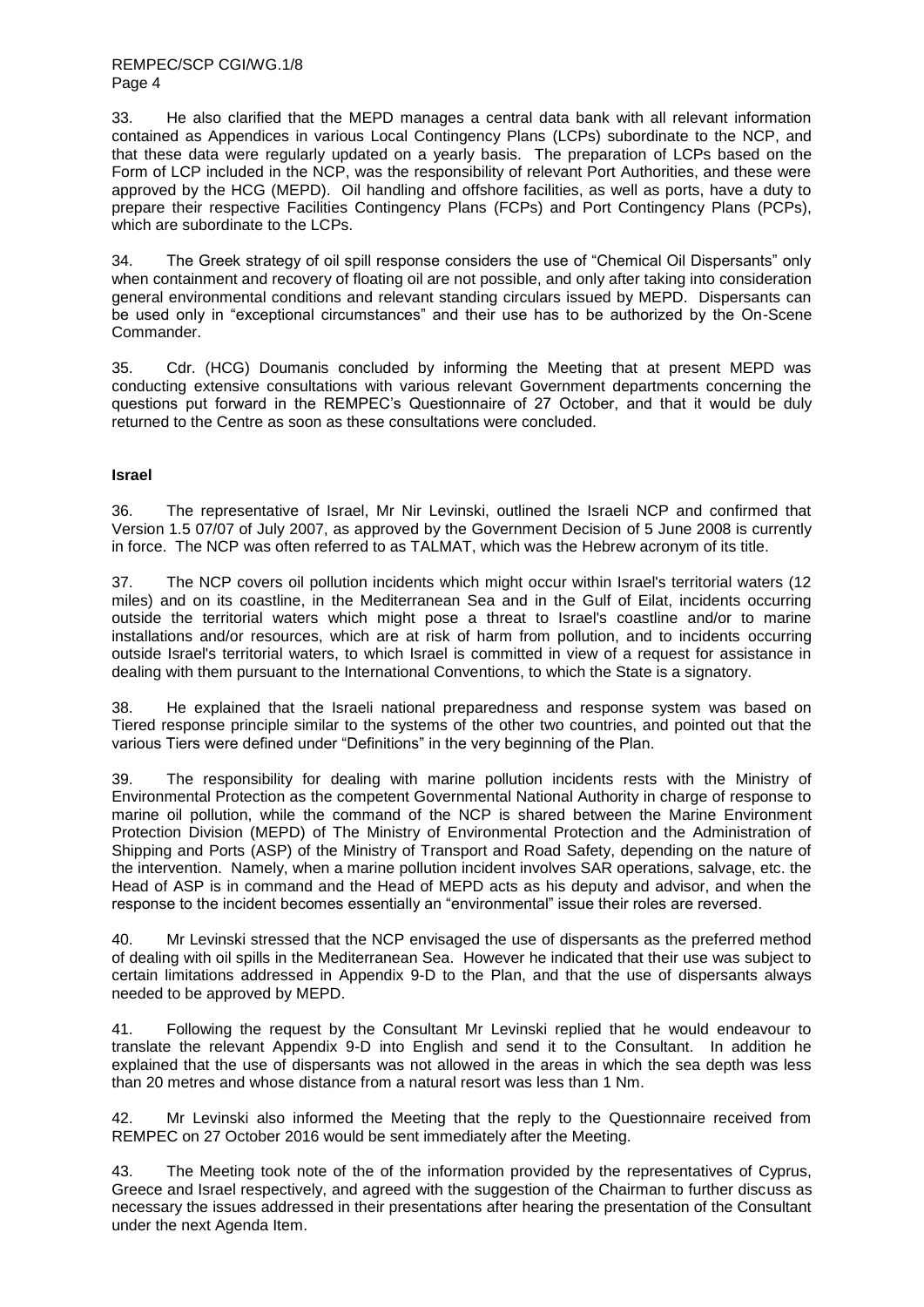33. He also clarified that the MEPD manages a central data bank with all relevant information contained as Appendices in various Local Contingency Plans (LCPs) subordinate to the NCP, and that these data were regularly updated on a yearly basis. The preparation of LCPs based on the Form of LCP included in the NCP, was the responsibility of relevant Port Authorities, and these were approved by the HCG (MEPD). Oil handling and offshore facilities, as well as ports, have a duty to prepare their respective Facilities Contingency Plans (FCPs) and Port Contingency Plans (PCPs), which are subordinate to the LCPs.

34. The Greek strategy of oil spill response considers the use of "Chemical Oil Dispersants" only when containment and recovery of floating oil are not possible, and only after taking into consideration general environmental conditions and relevant standing circulars issued by MEPD. Dispersants can be used only in "exceptional circumstances" and their use has to be authorized by the On-Scene Commander.

35. Cdr. (HCG) Doumanis concluded by informing the Meeting that at present MEPD was conducting extensive consultations with various relevant Government departments concerning the questions put forward in the REMPEC's Questionnaire of 27 October, and that it would be duly returned to the Centre as soon as these consultations were concluded.

**Israel**

36. The representative of Israel, Mr Nir Levinski, outlined the Israeli NCP and confirmed that Version 1.5 07/07 of July 2007, as approved by the Government Decision of 5 June 2008 is currently in force. The NCP was often referred to as TALMAT, which was the Hebrew acronym of its title.

37. The NCP covers oil pollution incidents which might occur within Israel's territorial waters (12 miles) and on its coastline, in the Mediterranean Sea and in the Gulf of Eilat, incidents occurring outside the territorial waters which might pose a threat to Israel's coastline and/or to marine installations and/or resources, which are at risk of harm from pollution, and to incidents occurring outside Israel's territorial waters, to which Israel is committed in view of a request for assistance in dealing with them pursuant to the International Conventions, to which the State is a signatory.

38. He explained that the Israeli national preparedness and response system was based on Tiered response principle similar to the systems of the other two countries, and pointed out that the various Tiers were defined under "Definitions" in the very beginning of the Plan.

39. The responsibility for dealing with marine pollution incidents rests with the Ministry of Environmental Protection as the competent Governmental National Authority in charge of response to marine oil pollution, while the command of the NCP is shared between the Marine Environment Protection Division (MEPD) of The Ministry of Environmental Protection and the Administration of Shipping and Ports (ASP) of the Ministry of Transport and Road Safety, depending on the nature of the intervention. Namely, when a marine pollution incident involves SAR operations, salvage, etc. the Head of ASP is in command and the Head of MEPD acts as his deputy and advisor, and when the response to the incident becomes essentially an "environmental" issue their roles are reversed.

40. Mr Levinski stressed that the NCP envisaged the use of dispersants as the preferred method of dealing with oil spills in the Mediterranean Sea. However he indicated that their use was subject to certain limitations addressed in Appendix 9-D to the Plan, and that the use of dispersants always needed to be approved by MEPD.

41. Following the request by the Consultant Mr Levinski replied that he would endeavour to translate the relevant Appendix 9-D into English and send it to the Consultant. In addition he explained that the use of dispersants was not allowed in the areas in which the sea depth was less than 20 metres and whose distance from a natural resort was less than 1 Nm.

42. Mr Levinski also informed the Meeting that the reply to the Questionnaire received from REMPEC on 27 October 2016 would be sent immediately after the Meeting.

43. The Meeting took note of the of the information provided by the representatives of Cyprus, Greece and Israel respectively, and agreed with the suggestion of the Chairman to further discuss as necessary the issues addressed in their presentations after hearing the presentation of the Consultant under the next Agenda Item.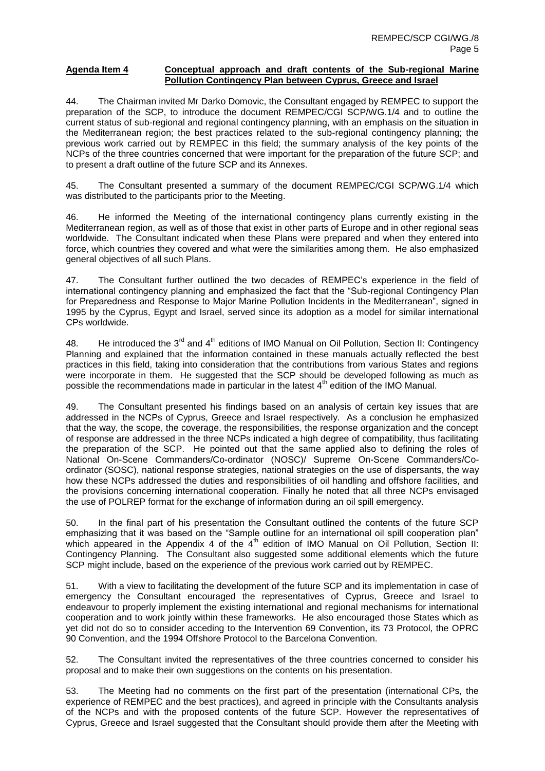**Agenda Item 4 Conceptual approach and draft contents of the Sub-regional Marine Pollution Contingency Plan between Cyprus, Greece and Israel**

44. The Chairman invited Mr Darko Domovic, the Consultant engaged by REMPEC to support the preparation of the SCP, to introduce the document REMPEC/CGI SCP/WG.1/4 and to outline the current status of sub-regional and regional contingency planning, with an emphasis on the situation in the Mediterranean region; the best practices related to the sub-regional contingency planning; the previous work carried out by REMPEC in this field; the summary analysis of the key points of the NCPs of the three countries concerned that were important for the preparation of the future SCP; and to present a draft outline of the future SCP and its Annexes.

45. The Consultant presented a summary of the document REMPEC/CGI SCP/WG.1/4 which was distributed to the participants prior to the Meeting.

46. He informed the Meeting of the international contingency plans currently existing in the Mediterranean region, as well as of those that exist in other parts of Europe and in other regional seas worldwide. The Consultant indicated when these Plans were prepared and when they entered into force, which countries they covered and what were the similarities among them. He also emphasized general objectives of all such Plans.

47. The Consultant further outlined the two decades of REMPEC's experience in the field of international contingency planning and emphasized the fact that the "Sub-regional Contingency Plan for Preparedness and Response to Major Marine Pollution Incidents in the Mediterranean", signed in 1995 by the Cyprus, Egypt and Israel, served since its adoption as a model for similar international CPs worldwide.

48. He introduced the 3rd and 4th editions of IMO Manual on Oil Pollution, Section II: Contingency Planning and explained that the information contained in these manuals actually reflected the best practices in this field, taking into consideration that the contributions from various States and regions were incorporate in them. He suggested that the SCP should be developed following as much as possible the recommendations made in particular in the latest 4th edition of the IMO Manual.

49. The Consultant presented his findings based on an analysis of certain key issues that are addressed in the NCPs of Cyprus, Greece and Israel respectively. As a conclusion he emphasized that the way, the scope, the coverage, the responsibilities, the response organization and the concept of response are addressed in the three NCPs indicated a high degree of compatibility, thus facilitating the preparation of the SCP. He pointed out that the same applied also to defining the roles of National On-Scene Commanders/Co-ordinator (NOSC)/ Supreme On-Scene Commanders/Co-ordinator (SOSC), national response strategies, national strategies on the use of dispersants, the way how these NCPs addressed the duties and responsibilities of oil handling and offshore facilities, and the provisions concerning international cooperation. Finally he noted that all three NCPs envisaged the use of POLREP format for the exchange of information during an oil spill emergency.

50. In the final part of his presentation the Consultant outlined the contents of the future SCP emphasizing that it was based on the "Sample outline for an international oil spill cooperation plan" which appeared in the Appendix 4 of the 4th edition of IMO Manual on Oil Pollution, Section II: Contingency Planning. The Consultant also suggested some additional elements which the future SCP might include, based on the experience of the previous work carried out by REMPEC.

51. With a view to facilitating the development of the future SCP and its implementation in case of emergency the Consultant encouraged the representatives of Cyprus, Greece and Israel to endeavour to properly implement the existing international and regional mechanisms for international cooperation and to work jointly within these frameworks. He also encouraged those States which as yet did not do so to consider acceding to the Intervention 69 Convention, its 73 Protocol, the OPRC 90 Convention, and the 1994 Offshore Protocol to the Barcelona Convention.

52. The Consultant invited the representatives of the three countries concerned to consider his proposal and to make their own suggestions on the contents on his presentation.

53. The Meeting had no comments on the first part of the presentation (international CPs, the experience of REMPEC and the best practices), and agreed in principle with the Consultants analysis of the NCPs and with the proposed contents of the future SCP. However the representatives of Cyprus, Greece and Israel suggested that the Consultant should provide them after the Meeting with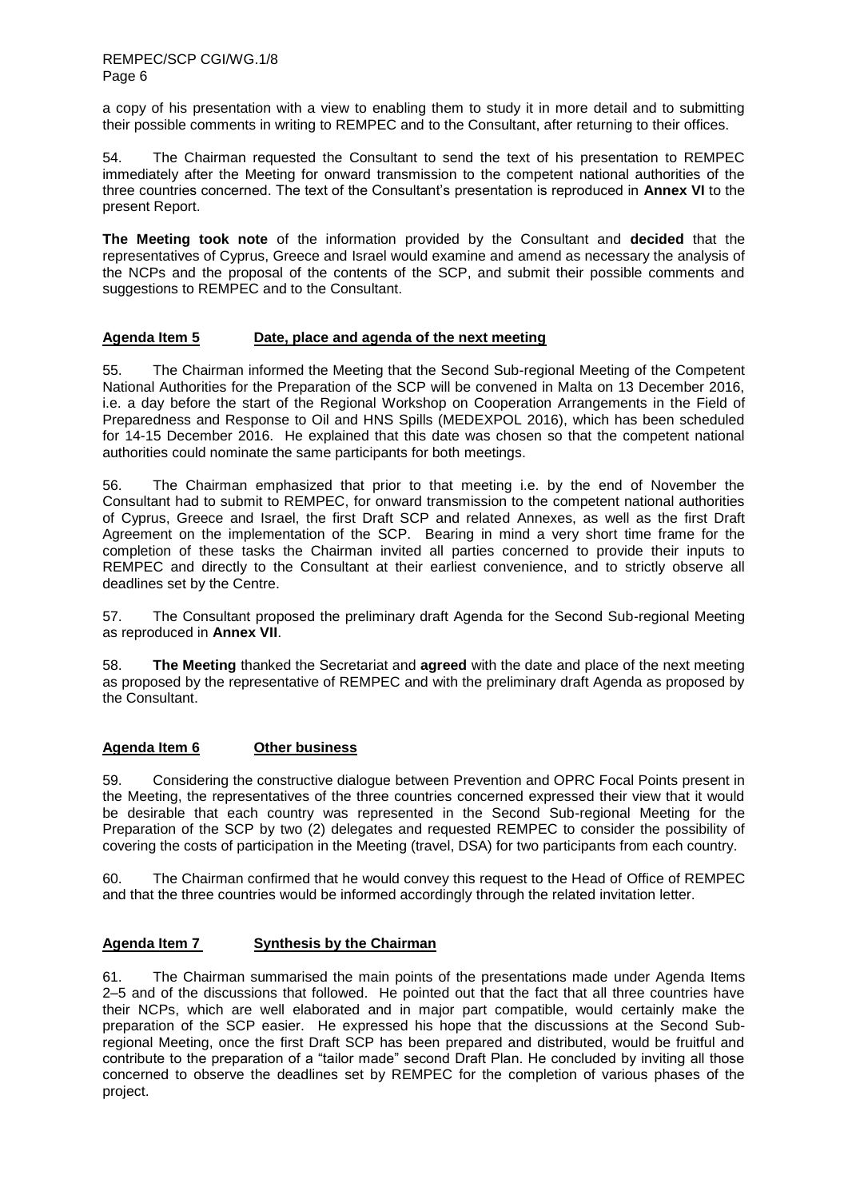a copy of his presentation with a view to enabling them to study it in more detail and to submitting their possible comments in writing to REMPEC and to the Consultant, after returning to their offices.

54. The Chairman requested the Consultant to send the text of his presentation to REMPEC immediately after the Meeting for onward transmission to the competent national authorities of the three countries concerned. The text of the Consultant's presentation is reproduced in **Annex VI** to the present Report.

**The Meeting took note** of the information provided by the Consultant and **decided** that the representatives of Cyprus, Greece and Israel would examine and amend as necessary the analysis of the NCPs and the proposal of the contents of the SCP, and submit their possible comments and suggestions to REMPEC and to the Consultant.

## Agenda Item 5 Date, place and agenda of the next meeting

55. The Chairman informed the Meeting that the Second Sub-regional Meeting of the Competent National Authorities for the Preparation of the SCP will be convened in Malta on 13 December 2016, i.e. a day before the start of the Regional Workshop on Cooperation Arrangements in the Field of Preparedness and Response to Oil and HNS Spills (MEDEXPOL 2016), which has been scheduled for 14-15 December 2016. He explained that this date was chosen so that the competent national authorities could nominate the same participants for both meetings.

56. The Chairman emphasized that prior to that meeting i.e. by the end of November the Consultant had to submit to REMPEC, for onward transmission to the competent national authorities of Cyprus, Greece and Israel, the first Draft SCP and related Annexes, as well as the first Draft Agreement on the implementation of the SCP. Bearing in mind a very short time frame for the completion of these tasks the Chairman invited all parties concerned to provide their inputs to REMPEC and directly to the Consultant at their earliest convenience, and to strictly observe all deadlines set by the Centre.

57. The Consultant proposed the preliminary draft Agenda for the Second Sub-regional Meeting as reproduced in **Annex VII**.

58. **The Meeting** thanked the Secretariat and **agreed** with the date and place of the next meeting as proposed by the representative of REMPEC and with the preliminary draft Agenda as proposed by the Consultant.

## Agenda Item 6 Other business

59. Considering the constructive dialogue between Prevention and OPRC Focal Points present in the Meeting, the representatives of the three countries concerned expressed their view that it would be desirable that each country was represented in the Second Sub-regional Meeting for the Preparation of the SCP by two (2) delegates and requested REMPEC to consider the possibility of covering the costs of participation in the Meeting (travel, DSA) for two participants from each country.

60. The Chairman confirmed that he would convey this request to the Head of Office of REMPEC and that the three countries would be informed accordingly through the related invitation letter.

## Agenda Item 7 Synthesis by the Chairman

61. The Chairman summarised the main points of the presentations made under Agenda Items 2–5 and of the discussions that followed. He pointed out that the fact that all three countries have their NCPs, which are well elaborated and in major part compatible, would certainly make the preparation of the SCP easier. He expressed his hope that the discussions at the Second Sub-regional Meeting, once the first Draft SCP has been prepared and distributed, would be fruitful and contribute to the preparation of a "tailor made" second Draft Plan. He concluded by inviting all those concerned to observe the deadlines set by REMPEC for the completion of various phases of the project.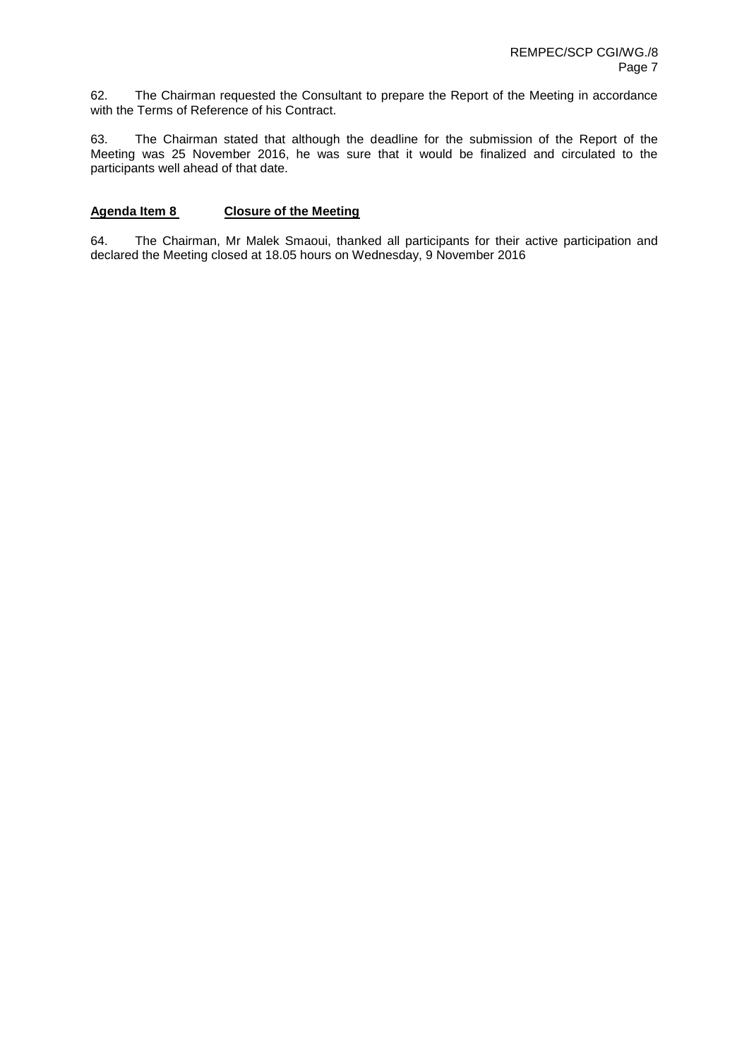62. The Chairman requested the Consultant to prepare the Report of the Meeting in accordance with the Terms of Reference of his Contract.

63. The Chairman stated that although the deadline for the submission of the Report of the Meeting was 25 November 2016, he was sure that it would be finalized and circulated to the participants well ahead of that date.

## Agenda Item 8 Closure of the Meeting

64. The Chairman, Mr Malek Smaoui, thanked all participants for their active participation and declared the Meeting closed at 18.05 hours on Wednesday, 9 November 2016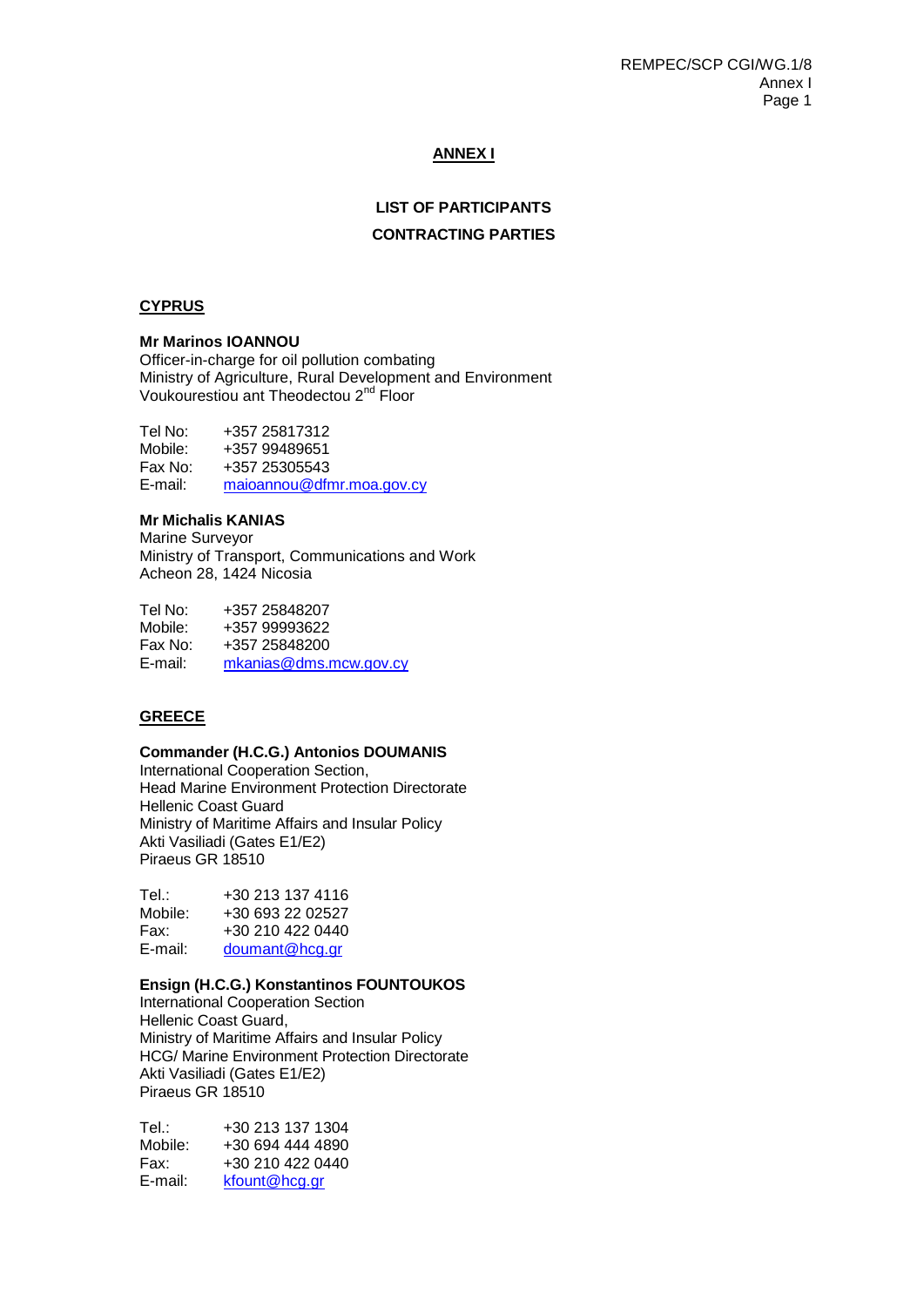## ANNEX I

### LIST OF PARTICIPANTS

### CONTRACTING PARTIES

**CYPRUS**

**Mr Marinos IOANNOU**
Officer-in-charge for oil pollution combating
Ministry of Agriculture, Rural Development and Environment
Voukourestiou ant Theodectou 2nd Floor

Tel No: +357 25817312
Mobile: +357 99489651
Fax No: +357 25305543
E-mail: maioannou@dfmr.moa.gov.cy

**Mr Michalis KANIAS**
Marine Surveyor
Ministry of Transport, Communications and Work
Acheon 28, 1424 Nicosia

Tel No: +357 25848207
Mobile: +357 99993622
Fax No: +357 25848200
E-mail: mkanias@dms.mcw.gov.cy

**GREECE**

**Commander (H.C.G.) Antonios DOUMANIS**
International Cooperation Section,
Head Marine Environment Protection Directorate
Hellenic Coast Guard
Ministry of Maritime Affairs and Insular Policy
Akti Vasiliadi (Gates E1/E2)
Piraeus GR 18510

Tel.: +30 213 137 4116
Mobile: +30 693 22 02527
Fax: +30 210 422 0440
E-mail: doumant@hcg.gr

**Ensign (H.C.G.) Konstantinos FOUNTOUKOS**
International Cooperation Section
Hellenic Coast Guard,
Ministry of Maritime Affairs and Insular Policy
HCG/ Marine Environment Protection Directorate
Akti Vasiliadi (Gates E1/E2)
Piraeus GR 18510

Tel.: +30 213 137 1304
Mobile: +30 694 444 4890
Fax: +30 210 422 0440
E-mail: kfount@hcg.gr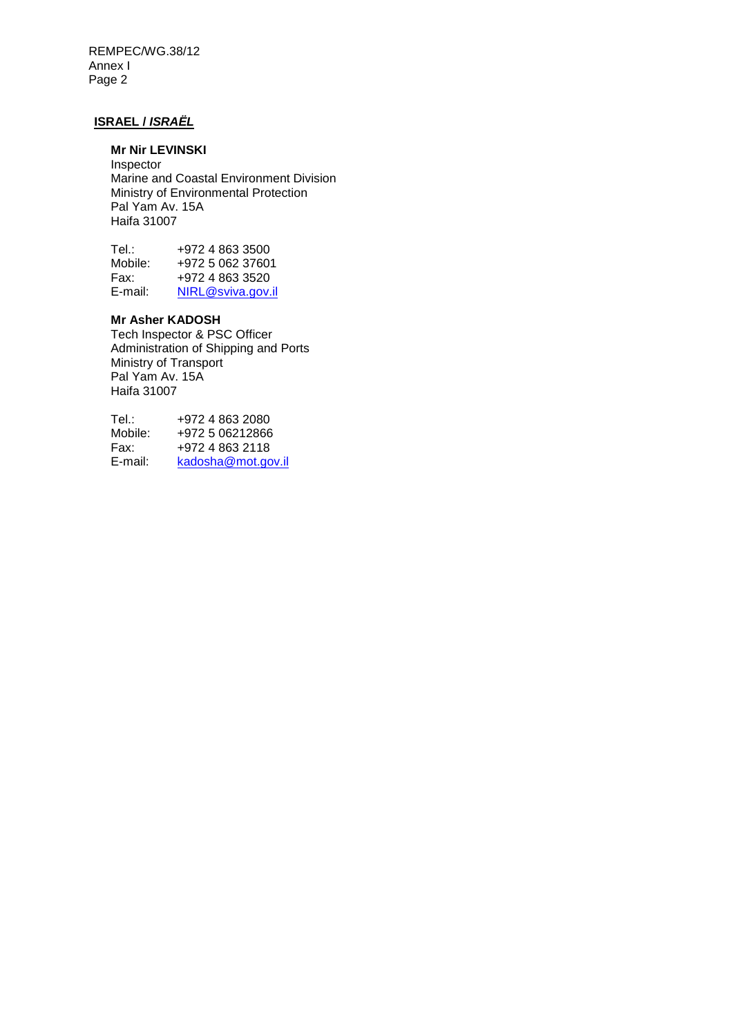## ISRAEL / *ISRAËL*

**Mr Nir LEVINSKI**
Inspector
Marine and Coastal Environment Division
Ministry of Environmental Protection
Pal Yam Av. 15A
Haifa 31007

Tel.: +972 4 863 3500
Mobile: +972 5 062 37601
Fax: +972 4 863 3520
E-mail: NIRL@sviva.gov.il

**Mr Asher KADOSH**
Tech Inspector & PSC Officer
Administration of Shipping and Ports
Ministry of Transport
Pal Yam Av. 15A
Haifa 31007

Tel.: +972 4 863 2080
Mobile: +972 5 06212866
Fax: +972 4 863 2118
E-mail: kadosha@mot.gov.il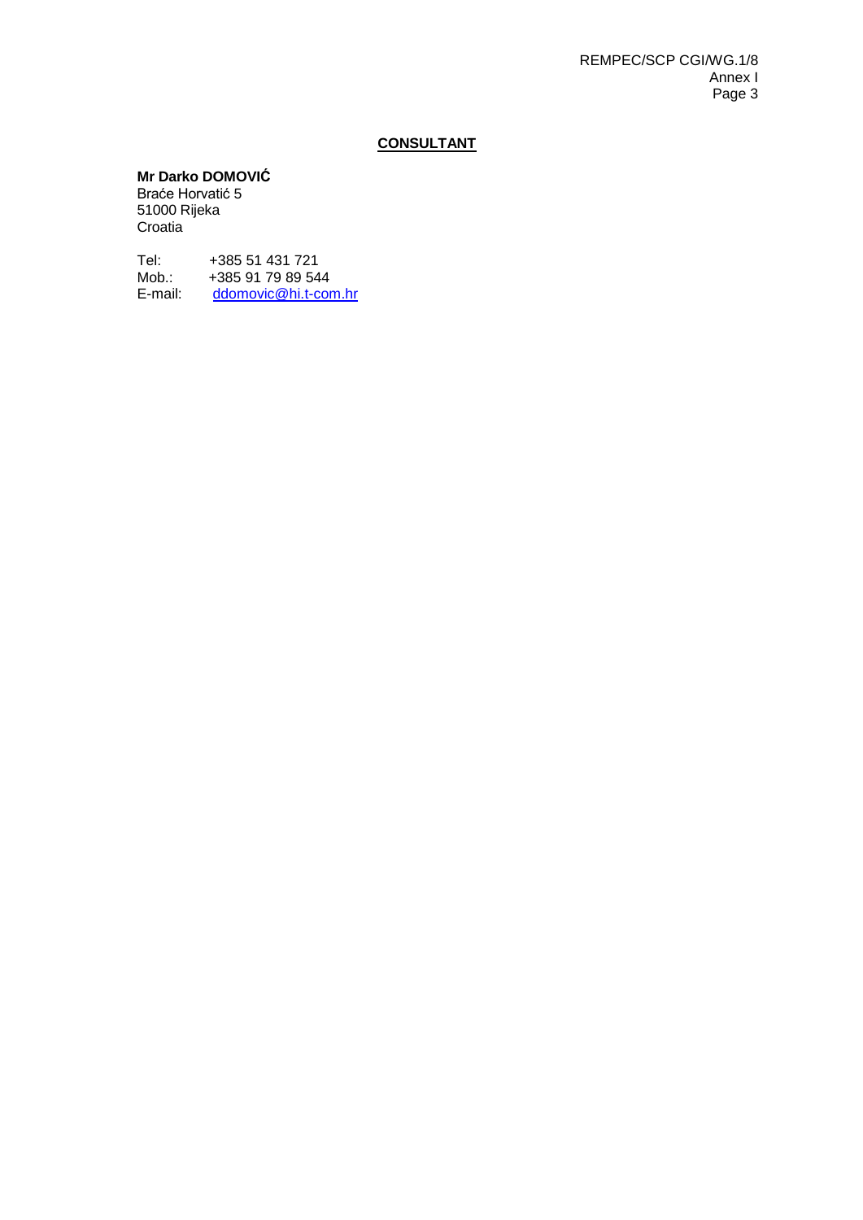## CONSULTANT

**Mr Darko DOMOVIĆ**
Braće Horvatić 5
51000 Rijeka
Croatia

Tel: +385 51 431 721
Mob.: +385 91 79 89 544
E-mail: ddomovic@hi.t-com.hr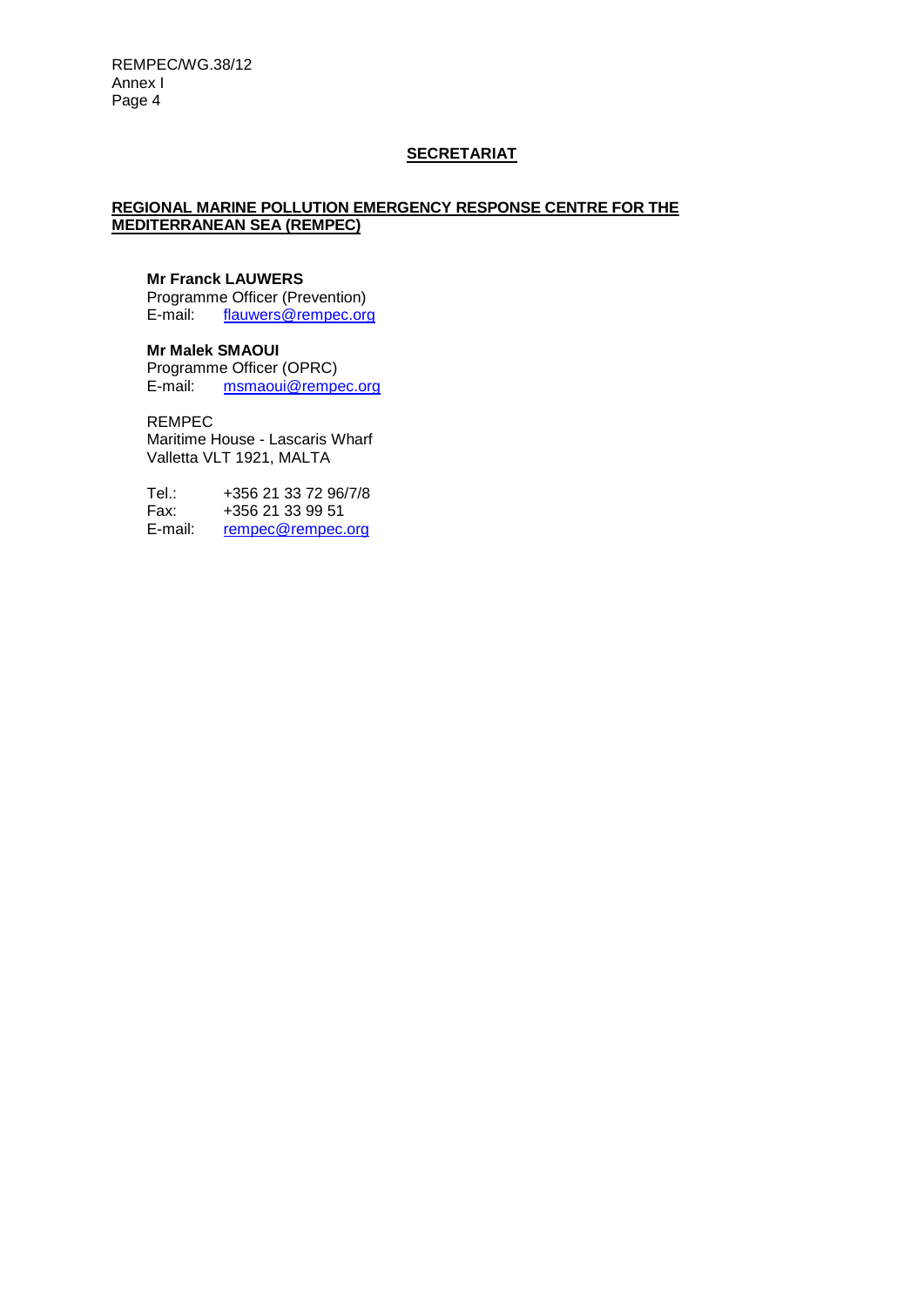## SECRETARIAT

### REGIONAL MARINE POLLUTION EMERGENCY RESPONSE CENTRE FOR THE MEDITERRANEAN SEA (REMPEC)

**Mr Franck LAUWERS**
Programme Officer (Prevention)
E-mail: flauwers@rempec.org

**Mr Malek SMAOUI**
Programme Officer (OPRC)
E-mail: msmaoui@rempec.org

REMPEC
Maritime House - Lascaris Wharf
Valletta VLT 1921, MALTA

Tel.: +356 21 33 72 96/7/8
Fax: +356 21 33 99 51
E-mail: rempec@rempec.org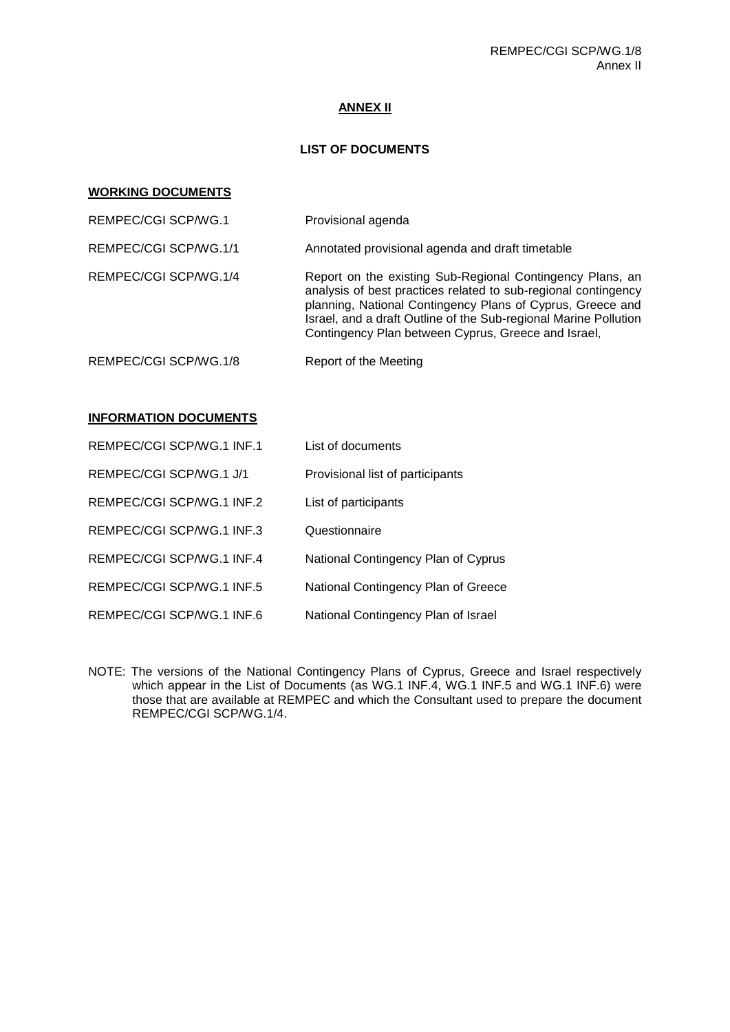## ANNEX II

### LIST OF DOCUMENTS

**WORKING DOCUMENTS**

| | |
|---|---|
| REMPEC/CGI SCP/WG.1 | Provisional agenda |
| REMPEC/CGI SCP/WG.1/1 | Annotated provisional agenda and draft timetable |
| REMPEC/CGI SCP/WG.1/4 | Report on the existing Sub-Regional Contingency Plans, an analysis of best practices related to sub-regional contingency planning, National Contingency Plans of Cyprus, Greece and Israel, and a draft Outline of the Sub-regional Marine Pollution Contingency Plan between Cyprus, Greece and Israel, |
| REMPEC/CGI SCP/WG.1/8 | Report of the Meeting |

**INFORMATION DOCUMENTS**

| | |
|---|---|
| REMPEC/CGI SCP/WG.1 INF.1 | List of documents |
| REMPEC/CGI SCP/WG.1 J/1 | Provisional list of participants |
| REMPEC/CGI SCP/WG.1 INF.2 | List of participants |
| REMPEC/CGI SCP/WG.1 INF.3 | Questionnaire |
| REMPEC/CGI SCP/WG.1 INF.4 | National Contingency Plan of Cyprus |
| REMPEC/CGI SCP/WG.1 INF.5 | National Contingency Plan of Greece |
| REMPEC/CGI SCP/WG.1 INF.6 | National Contingency Plan of Israel |

NOTE: The versions of the National Contingency Plans of Cyprus, Greece and Israel respectively which appear in the List of Documents (as WG.1 INF.4, WG.1 INF.5 and WG.1 INF.6) were those that are available at REMPEC and which the Consultant used to prepare the document REMPEC/CGI SCP/WG.1/4.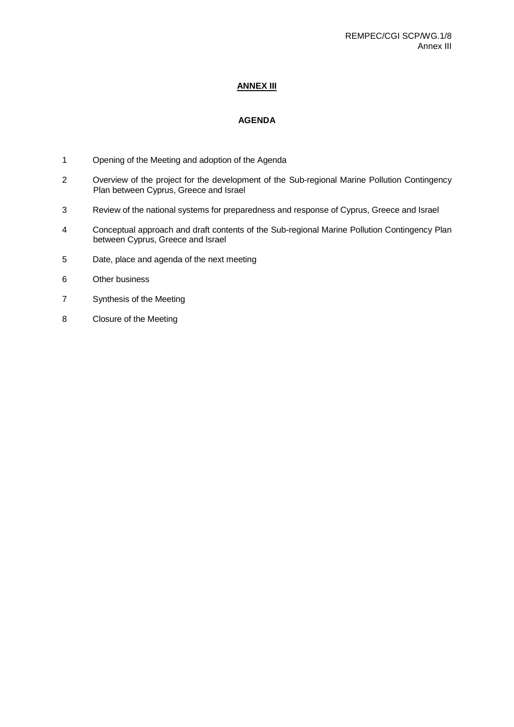## ANNEX III

### AGENDA

1. Opening of the Meeting and adoption of the Agenda
2. Overview of the project for the development of the Sub-regional Marine Pollution Contingency Plan between Cyprus, Greece and Israel
3. Review of the national systems for preparedness and response of Cyprus, Greece and Israel
4. Conceptual approach and draft contents of the Sub-regional Marine Pollution Contingency Plan between Cyprus, Greece and Israel
5. Date, place and agenda of the next meeting
6. Other business
7. Synthesis of the Meeting
8. Closure of the Meeting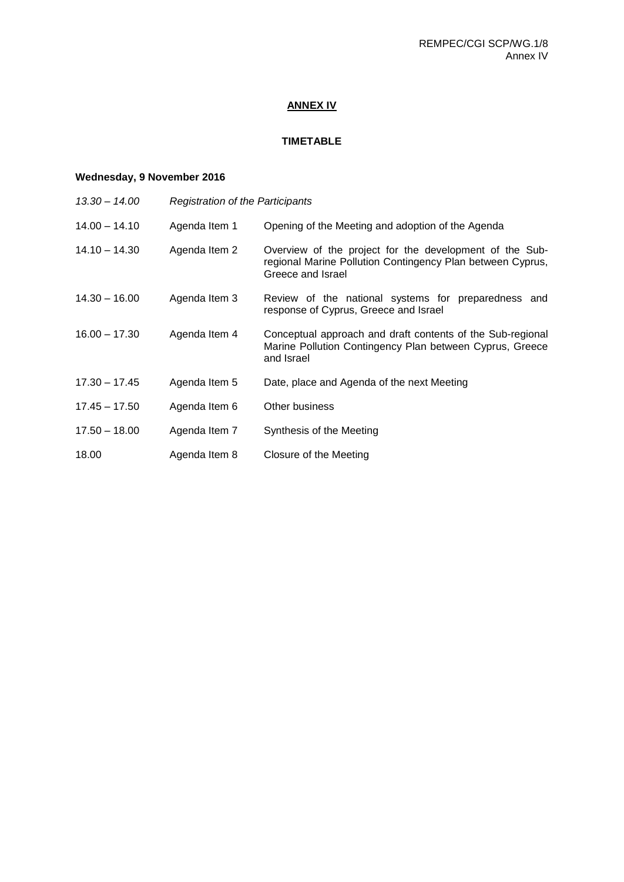# ANNEX IV

## TIMETABLE

**Wednesday, 9 November 2016**

| | | |
|---|---|---|
| *13.30 – 14.00* | *Registration of the Participants* | |
| 14.00 – 14.10 | Agenda Item 1 | Opening of the Meeting and adoption of the Agenda |
| 14.10 – 14.30 | Agenda Item 2 | Overview of the project for the development of the Sub-regional Marine Pollution Contingency Plan between Cyprus, Greece and Israel |
| 14.30 – 16.00 | Agenda Item 3 | Review of the national systems for preparedness and response of Cyprus, Greece and Israel |
| 16.00 – 17.30 | Agenda Item 4 | Conceptual approach and draft contents of the Sub-regional Marine Pollution Contingency Plan between Cyprus, Greece and Israel |
| 17.30 – 17.45 | Agenda Item 5 | Date, place and Agenda of the next Meeting |
| 17.45 – 17.50 | Agenda Item 6 | Other business |
| 17.50 – 18.00 | Agenda Item 7 | Synthesis of the Meeting |
| 18.00 | Agenda Item 8 | Closure of the Meeting |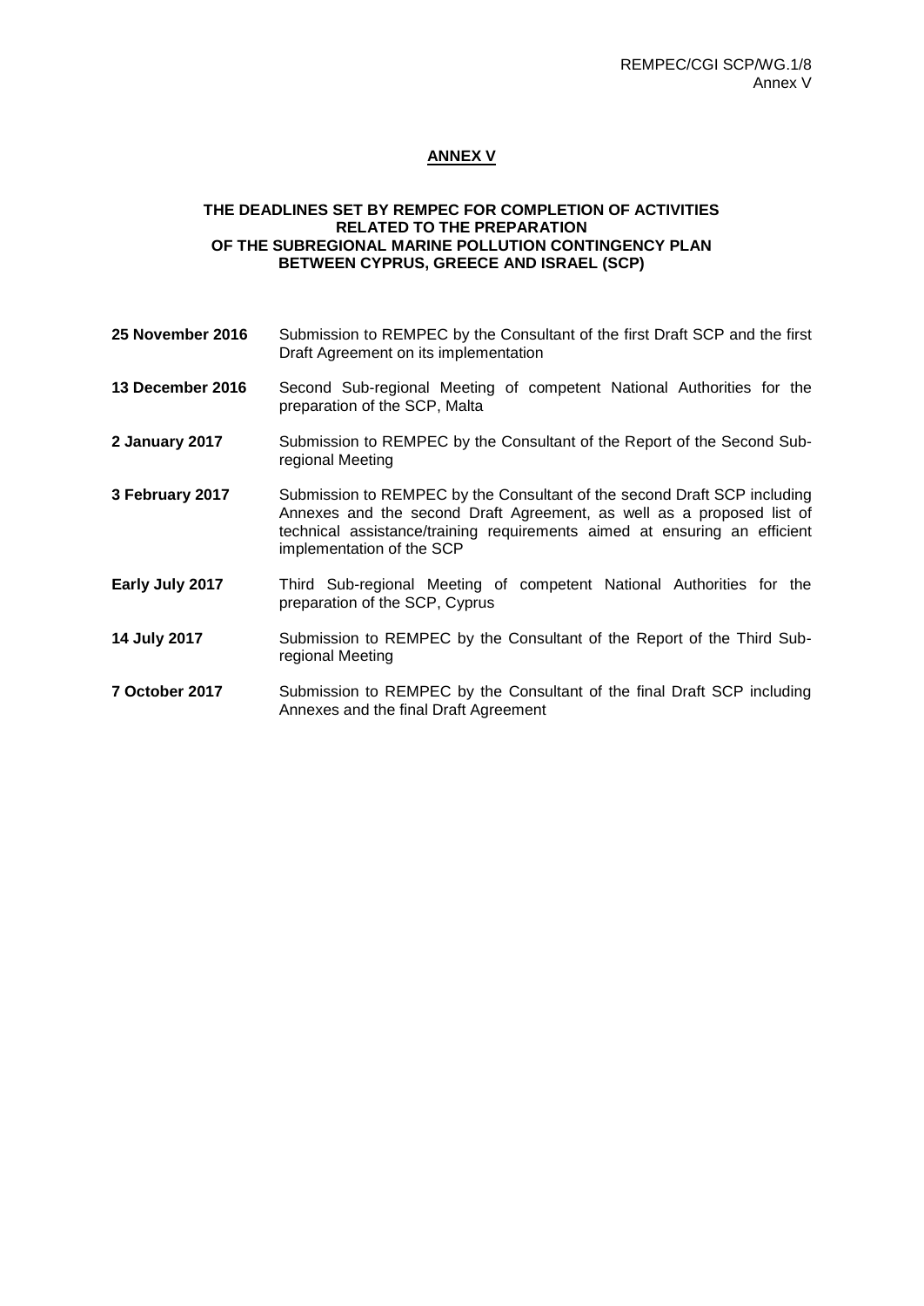## ANNEX V

### THE DEADLINES SET BY REMPEC FOR COMPLETION OF ACTIVITIES RELATED TO THE PREPARATION OF THE SUBREGIONAL MARINE POLLUTION CONTINGENCY PLAN BETWEEN CYPRUS, GREECE AND ISRAEL (SCP)

| | |
|---|---|
| **25 November 2016** | Submission to REMPEC by the Consultant of the first Draft SCP and the first Draft Agreement on its implementation |
| **13 December 2016** | Second Sub-regional Meeting of competent National Authorities for the preparation of the SCP, Malta |
| **2 January 2017** | Submission to REMPEC by the Consultant of the Report of the Second Sub-regional Meeting |
| **3 February 2017** | Submission to REMPEC by the Consultant of the second Draft SCP including Annexes and the second Draft Agreement, as well as a proposed list of technical assistance/training requirements aimed at ensuring an efficient implementation of the SCP |
| **Early July 2017** | Third Sub-regional Meeting of competent National Authorities for the preparation of the SCP, Cyprus |
| **14 July 2017** | Submission to REMPEC by the Consultant of the Report of the Third Sub-regional Meeting |
| **7 October 2017** | Submission to REMPEC by the Consultant of the final Draft SCP including Annexes and the final Draft Agreement |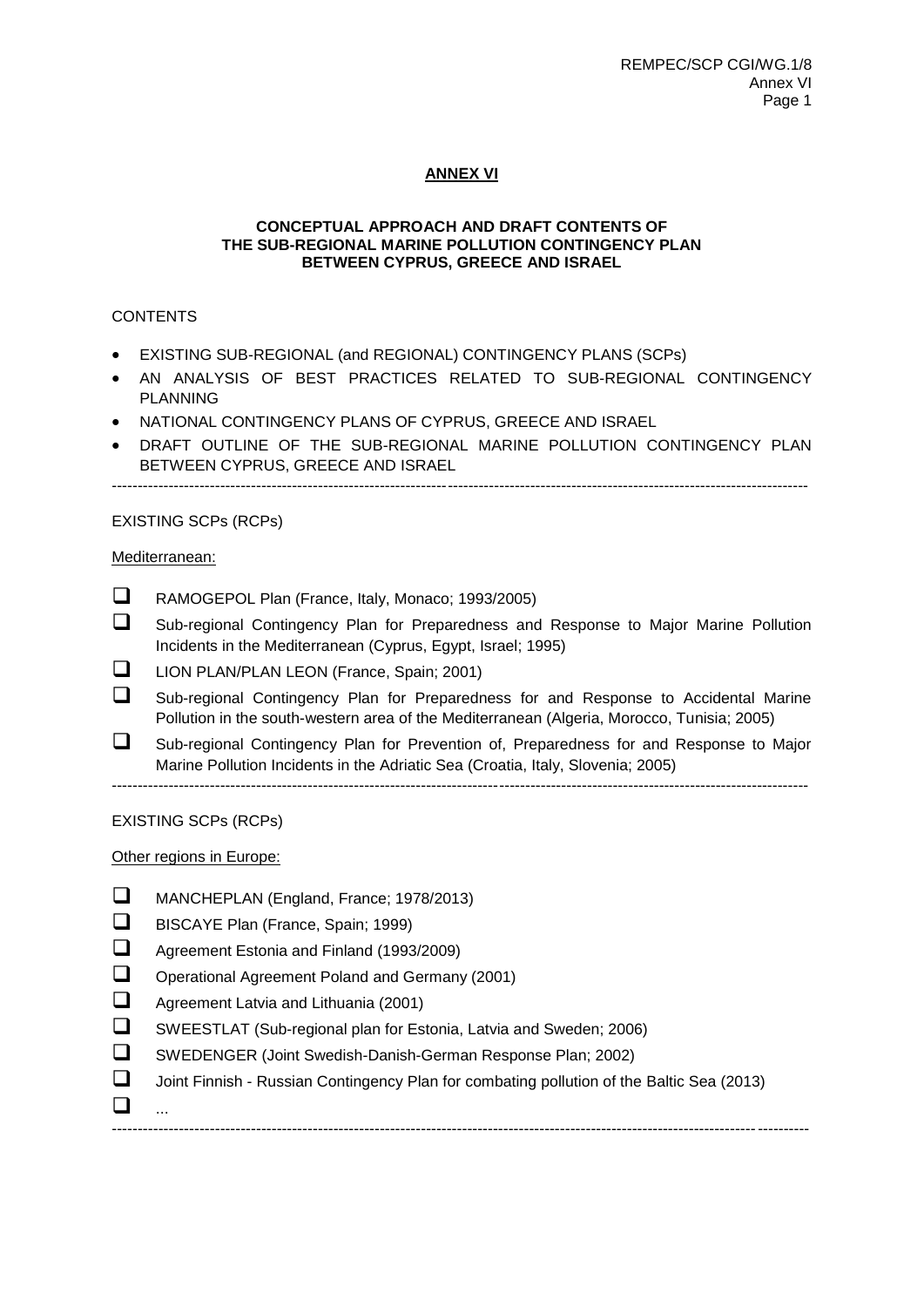## ANNEX VI

### CONCEPTUAL APPROACH AND DRAFT CONTENTS OF THE SUB-REGIONAL MARINE POLLUTION CONTINGENCY PLAN BETWEEN CYPRUS, GREECE AND ISRAEL

CONTENTS

- EXISTING SUB-REGIONAL (and REGIONAL) CONTINGENCY PLANS (SCPs)
- AN ANALYSIS OF BEST PRACTICES RELATED TO SUB-REGIONAL CONTINGENCY PLANNING
- NATIONAL CONTINGENCY PLANS OF CYPRUS, GREECE AND ISRAEL
- DRAFT OUTLINE OF THE SUB-REGIONAL MARINE POLLUTION CONTINGENCY PLAN BETWEEN CYPRUS, GREECE AND ISRAEL

---

EXISTING SCPs (RCPs)

Mediterranean:

- ❑ RAMOGEPOL Plan (France, Italy, Monaco; 1993/2005)
- ❑ Sub-regional Contingency Plan for Preparedness and Response to Major Marine Pollution Incidents in the Mediterranean (Cyprus, Egypt, Israel; 1995)
- ❑ LION PLAN/PLAN LEON (France, Spain; 2001)
- ❑ Sub-regional Contingency Plan for Preparedness for and Response to Accidental Marine Pollution in the south-western area of the Mediterranean (Algeria, Morocco, Tunisia; 2005)
- ❑ Sub-regional Contingency Plan for Prevention of, Preparedness for and Response to Major Marine Pollution Incidents in the Adriatic Sea (Croatia, Italy, Slovenia; 2005)

---

EXISTING SCPs (RCPs)

Other regions in Europe:

- ❑ MANCHEPLAN (England, France; 1978/2013)
- ❑ BISCAYE Plan (France, Spain; 1999)
- ❑ Agreement Estonia and Finland (1993/2009)
- ❑ Operational Agreement Poland and Germany (2001)
- ❑ Agreement Latvia and Lithuania (2001)
- ❑ SWEESTLAT (Sub-regional plan for Estonia, Latvia and Sweden; 2006)
- ❑ SWEDENGER (Joint Swedish-Danish-German Response Plan; 2002)
- ❑ Joint Finnish - Russian Contingency Plan for combating pollution of the Baltic Sea (2013)
- ❑ ...

---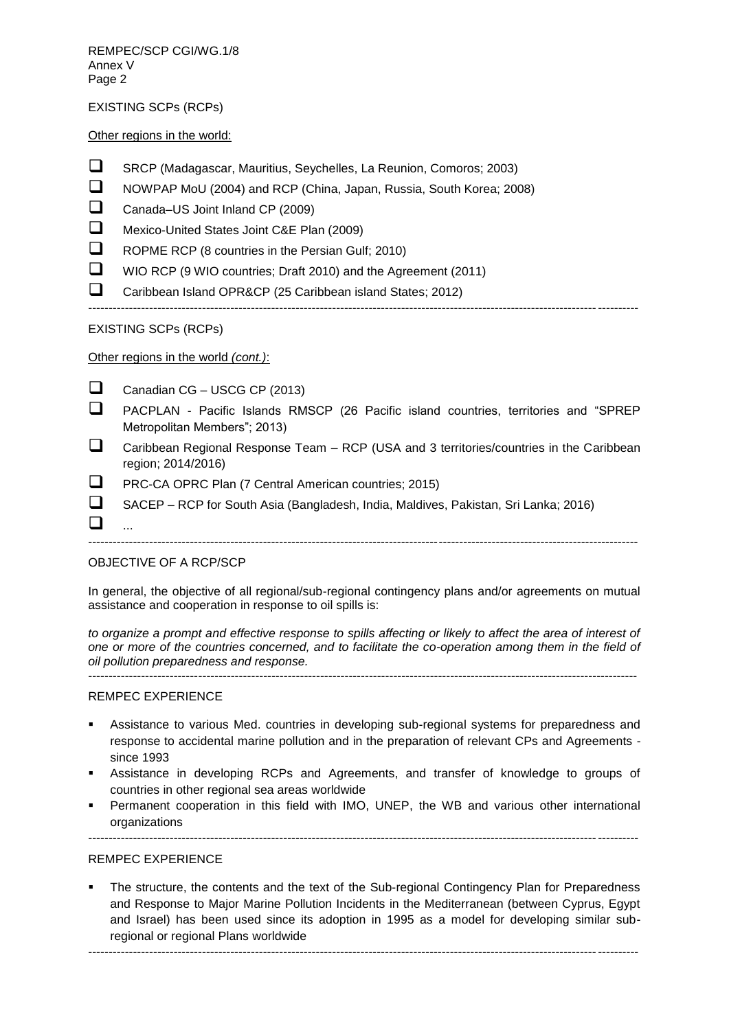EXISTING SCPs (RCPs)

Other regions in the world:

- SRCP (Madagascar, Mauritius, Seychelles, La Reunion, Comoros; 2003)
- NOWPAP MoU (2004) and RCP (China, Japan, Russia, South Korea; 2008)
- Canada–US Joint Inland CP (2009)
- Mexico-United States Joint C&E Plan (2009)
- ROPME RCP (8 countries in the Persian Gulf; 2010)
- WIO RCP (9 WIO countries; Draft 2010) and the Agreement (2011)
- Caribbean Island OPR&CP (25 Caribbean island States; 2012)

---

EXISTING SCPs (RCPs)

Other regions in the world *(cont.)*:

- Canadian CG – USCG CP (2013)
- PACPLAN - Pacific Islands RMSCP (26 Pacific island countries, territories and "SPREP Metropolitan Members"; 2013)
- Caribbean Regional Response Team – RCP (USA and 3 territories/countries in the Caribbean region; 2014/2016)
- PRC-CA OPRC Plan (7 Central American countries; 2015)
- SACEP – RCP for South Asia (Bangladesh, India, Maldives, Pakistan, Sri Lanka; 2016)
- ...

---

OBJECTIVE OF A RCP/SCP

In general, the objective of all regional/sub-regional contingency plans and/or agreements on mutual assistance and cooperation in response to oil spills is:

*to organize a prompt and effective response to spills affecting or likely to affect the area of interest of one or more of the countries concerned, and to facilitate the co-operation among them in the field of oil pollution preparedness and response.*

---

REMPEC EXPERIENCE

- Assistance to various Med. countries in developing sub-regional systems for preparedness and response to accidental marine pollution and in the preparation of relevant CPs and Agreements - since 1993
- Assistance in developing RCPs and Agreements, and transfer of knowledge to groups of countries in other regional sea areas worldwide
- Permanent cooperation in this field with IMO, UNEP, the WB and various other international organizations

---

REMPEC EXPERIENCE

- The structure, the contents and the text of the Sub-regional Contingency Plan for Preparedness and Response to Major Marine Pollution Incidents in the Mediterranean (between Cyprus, Egypt and Israel) has been used since its adoption in 1995 as a model for developing similar sub-regional or regional Plans worldwide

---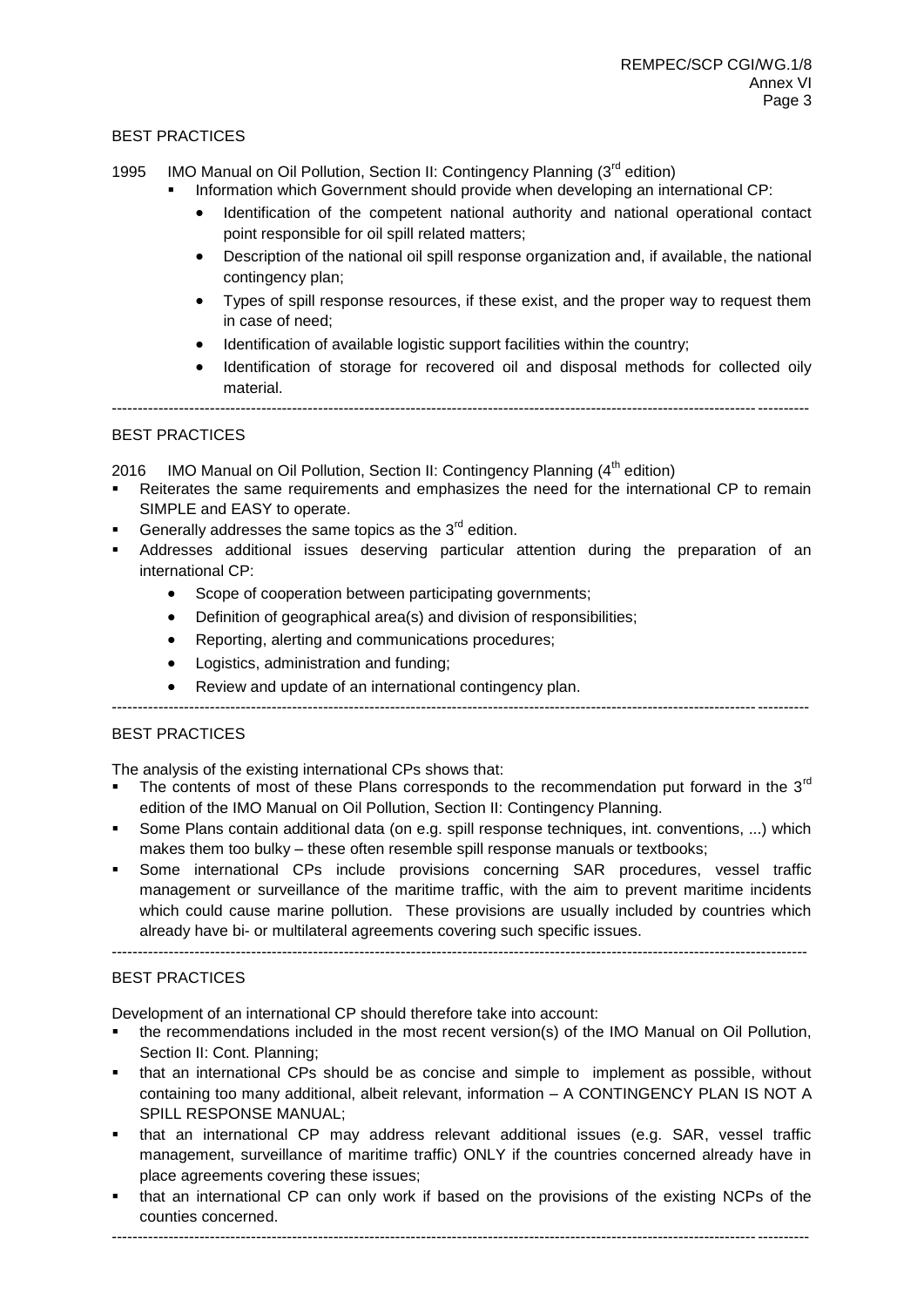BEST PRACTICES

1995 IMO Manual on Oil Pollution, Section II: Contingency Planning (3rd edition)

- Information which Government should provide when developing an international CP:
  - Identification of the competent national authority and national operational contact point responsible for oil spill related matters;
  - Description of the national oil spill response organization and, if available, the national contingency plan;
  - Types of spill response resources, if these exist, and the proper way to request them in case of need;
  - Identification of available logistic support facilities within the country;
  - Identification of storage for recovered oil and disposal methods for collected oily material.

---

BEST PRACTICES

2016 IMO Manual on Oil Pollution, Section II: Contingency Planning (4th edition)

- Reiterates the same requirements and emphasizes the need for the international CP to remain SIMPLE and EASY to operate.
- Generally addresses the same topics as the 3rd edition.
- Addresses additional issues deserving particular attention during the preparation of an international CP:
  - Scope of cooperation between participating governments;
  - Definition of geographical area(s) and division of responsibilities;
  - Reporting, alerting and communications procedures;
  - Logistics, administration and funding;
  - Review and update of an international contingency plan.

---

BEST PRACTICES

The analysis of the existing international CPs shows that:

- The contents of most of these Plans corresponds to the recommendation put forward in the 3rd edition of the IMO Manual on Oil Pollution, Section II: Contingency Planning.
- Some Plans contain additional data (on e.g. spill response techniques, int. conventions, ...) which makes them too bulky – these often resemble spill response manuals or textbooks;
- Some international CPs include provisions concerning SAR procedures, vessel traffic management or surveillance of the maritime traffic, with the aim to prevent maritime incidents which could cause marine pollution. These provisions are usually included by countries which already have bi- or multilateral agreements covering such specific issues.

---

BEST PRACTICES

Development of an international CP should therefore take into account:

- the recommendations included in the most recent version(s) of the IMO Manual on Oil Pollution, Section II: Cont. Planning;
- that an international CPs should be as concise and simple to implement as possible, without containing too many additional, albeit relevant, information – A CONTINGENCY PLAN IS NOT A SPILL RESPONSE MANUAL;
- that an international CP may address relevant additional issues (e.g. SAR, vessel traffic management, surveillance of maritime traffic) ONLY if the countries concerned already have in place agreements covering these issues;
- that an international CP can only work if based on the provisions of the existing NCPs of the counties concerned.

---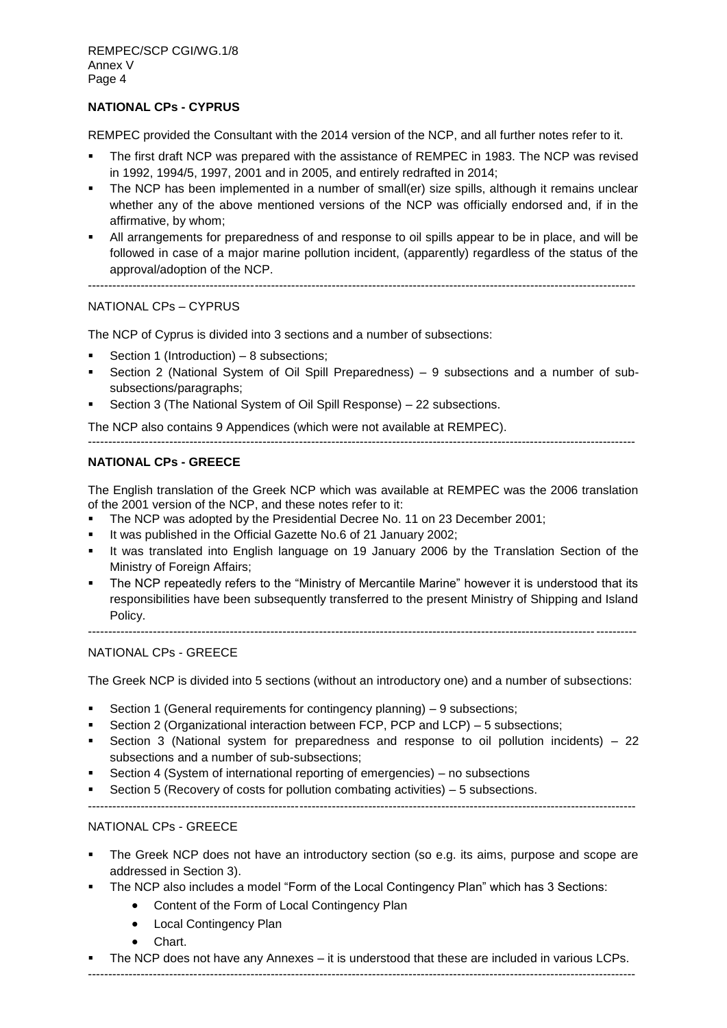**NATIONAL CPs - CYPRUS**

REMPEC provided the Consultant with the 2014 version of the NCP, and all further notes refer to it.

- The first draft NCP was prepared with the assistance of REMPEC in 1983. The NCP was revised in 1992, 1994/5, 1997, 2001 and in 2005, and entirely redrafted in 2014;
- The NCP has been implemented in a number of small(er) size spills, although it remains unclear whether any of the above mentioned versions of the NCP was officially endorsed and, if in the affirmative, by whom;
- All arrangements for preparedness of and response to oil spills appear to be in place, and will be followed in case of a major marine pollution incident, (apparently) regardless of the status of the approval/adoption of the NCP.

---

NATIONAL CPs – CYPRUS

The NCP of Cyprus is divided into 3 sections and a number of subsections:

- Section 1 (Introduction) – 8 subsections;
- Section 2 (National System of Oil Spill Preparedness) – 9 subsections and a number of sub-subsections/paragraphs;
- Section 3 (The National System of Oil Spill Response) – 22 subsections.

The NCP also contains 9 Appendices (which were not available at REMPEC).

---

**NATIONAL CPs - GREECE**

The English translation of the Greek NCP which was available at REMPEC was the 2006 translation of the 2001 version of the NCP, and these notes refer to it:

- The NCP was adopted by the Presidential Decree No. 11 on 23 December 2001;
- It was published in the Official Gazette No.6 of 21 January 2002;
- It was translated into English language on 19 January 2006 by the Translation Section of the Ministry of Foreign Affairs;
- The NCP repeatedly refers to the "Ministry of Mercantile Marine" however it is understood that its responsibilities have been subsequently transferred to the present Ministry of Shipping and Island Policy.

---

NATIONAL CPs - GREECE

The Greek NCP is divided into 5 sections (without an introductory one) and a number of subsections:

- Section 1 (General requirements for contingency planning) – 9 subsections;
- Section 2 (Organizational interaction between FCP, PCP and LCP) – 5 subsections;
- Section 3 (National system for preparedness and response to oil pollution incidents) – 22 subsections and a number of sub-subsections;
- Section 4 (System of international reporting of emergencies) – no subsections
- Section 5 (Recovery of costs for pollution combating activities) – 5 subsections.

---

NATIONAL CPs - GREECE

- The Greek NCP does not have an introductory section (so e.g. its aims, purpose and scope are addressed in Section 3).
- The NCP also includes a model "Form of the Local Contingency Plan" which has 3 Sections:
    - Content of the Form of Local Contingency Plan
    - Local Contingency Plan
    - Chart.
- The NCP does not have any Annexes – it is understood that these are included in various LCPs.

---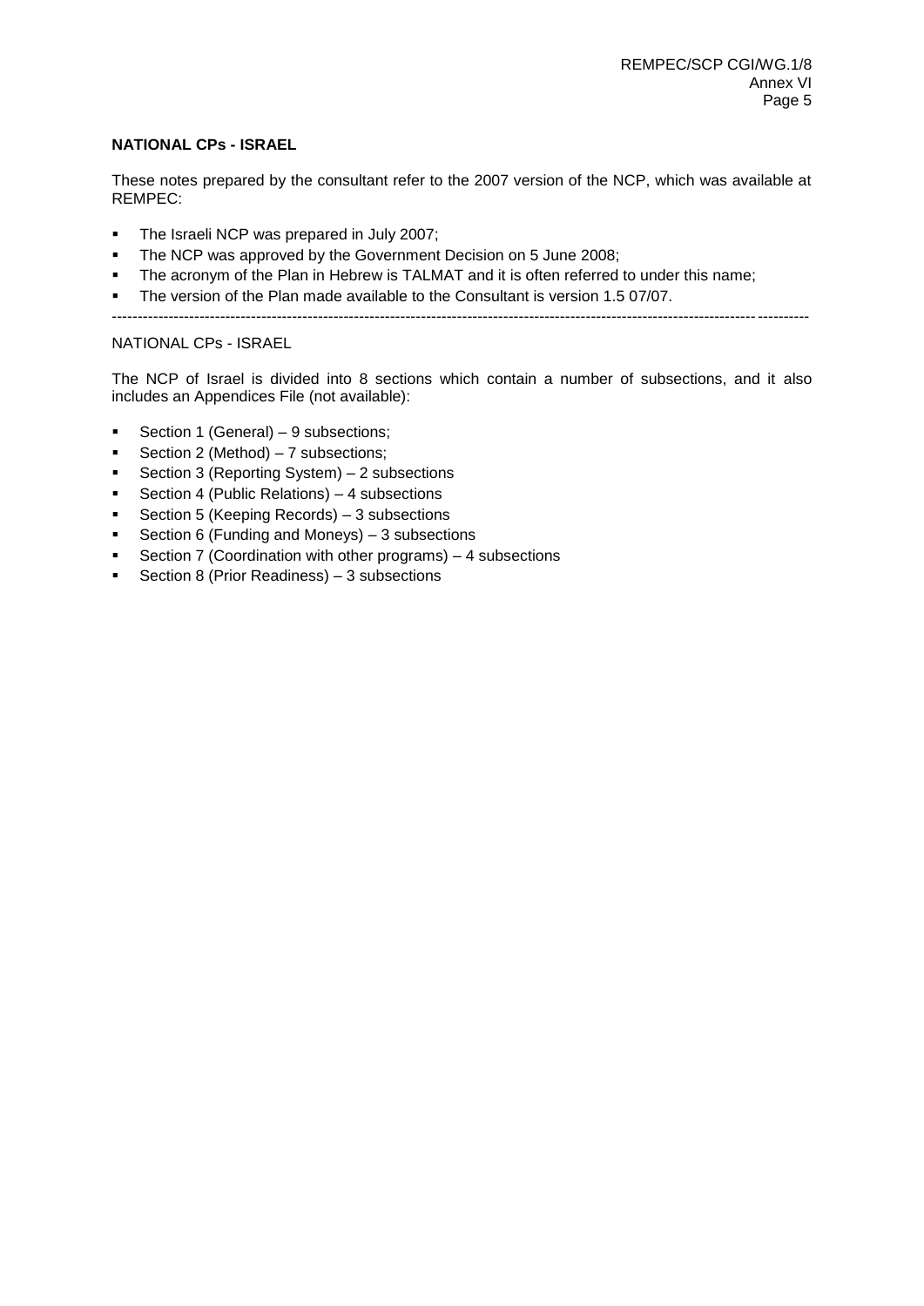**NATIONAL CPs - ISRAEL**

These notes prepared by the consultant refer to the 2007 version of the NCP, which was available at REMPEC:

- The Israeli NCP was prepared in July 2007;
- The NCP was approved by the Government Decision on 5 June 2008;
- The acronym of the Plan in Hebrew is TALMAT and it is often referred to under this name;
- The version of the Plan made available to the Consultant is version 1.5 07/07.

---

NATIONAL CPs - ISRAEL

The NCP of Israel is divided into 8 sections which contain a number of subsections, and it also includes an Appendices File (not available):

- Section 1 (General) – 9 subsections;
- Section 2 (Method) – 7 subsections;
- Section 3 (Reporting System) – 2 subsections
- Section 4 (Public Relations) – 4 subsections
- Section 5 (Keeping Records) – 3 subsections
- Section 6 (Funding and Moneys) – 3 subsections
- Section 7 (Coordination with other programs) – 4 subsections
- Section 8 (Prior Readiness) – 3 subsections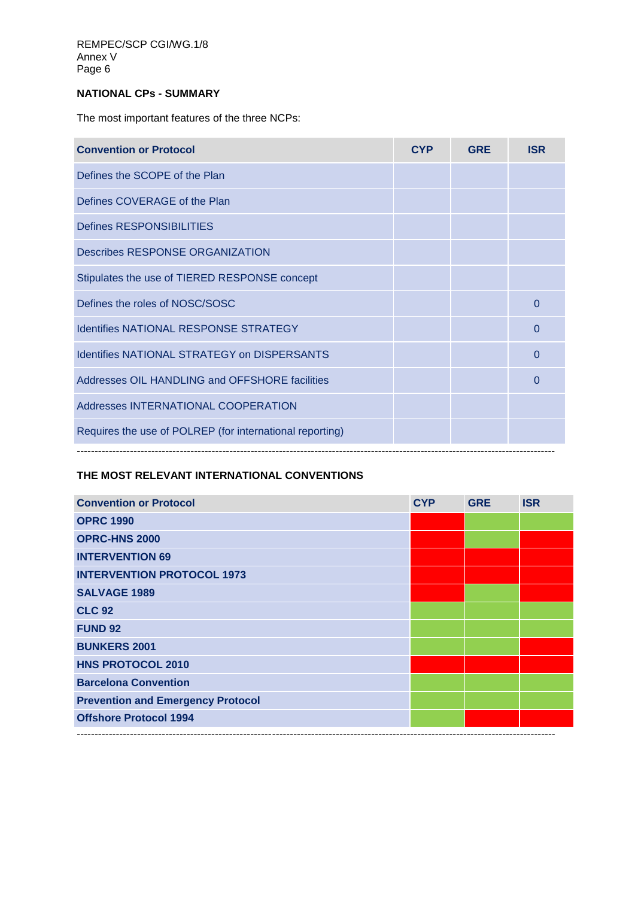**NATIONAL CPs - SUMMARY**

The most important features of the three NCPs:

| Convention or Protocol | CYP | GRE | ISR |
|---|---|---|---|
| Defines the SCOPE of the Plan | | | |
| Defines COVERAGE of the Plan | | | |
| Defines RESPONSIBILITIES | | | |
| Describes RESPONSE ORGANIZATION | | | |
| Stipulates the use of TIERED RESPONSE concept | | | |
| Defines the roles of NOSC/SOSC | | | 0 |
| Identifies NATIONAL RESPONSE STRATEGY | | | 0 |
| Identifies NATIONAL STRATEGY on DISPERSANTS | | | 0 |
| Addresses OIL HANDLING and OFFSHORE facilities | | | 0 |
| Addresses INTERNATIONAL COOPERATION | | | |
| Requires the use of POLREP (for international reporting) | | | |

---

**THE MOST RELEVANT INTERNATIONAL CONVENTIONS**

| Convention or Protocol | CYP | GRE | ISR |
|---|---|---|---|
| **OPRC 1990** | | | |
| **OPRC-HNS 2000** | | | |
| **INTERVENTION 69** | | | |
| **INTERVENTION PROTOCOL 1973** | | | |
| **SALVAGE 1989** | | | |
| **CLC 92** | | | |
| **FUND 92** | | | |
| **BUNKERS 2001** | | | |
| **HNS PROTOCOL 2010** | | | |
| **Barcelona Convention** | | | |
| **Prevention and Emergency Protocol** | | | |
| **Offshore Protocol 1994** | | | |

---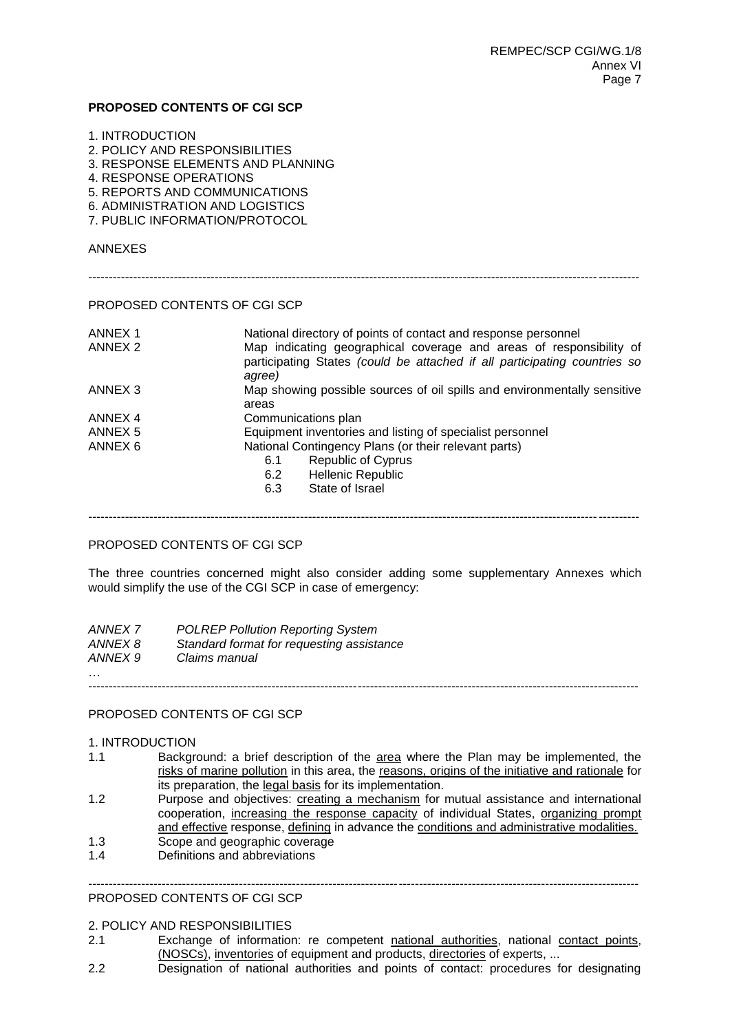**PROPOSED CONTENTS OF CGI SCP**

1. INTRODUCTION
2. POLICY AND RESPONSIBILITIES
3. RESPONSE ELEMENTS AND PLANNING
4. RESPONSE OPERATIONS
5. REPORTS AND COMMUNICATIONS
6. ADMINISTRATION AND LOGISTICS
7. PUBLIC INFORMATION/PROTOCOL

ANNEXES

---

PROPOSED CONTENTS OF CGI SCP

| | |
|---|---|
| ANNEX 1 | National directory of points of contact and response personnel |
| ANNEX 2 | Map indicating geographical coverage and areas of responsibility of participating States *(could be attached if all participating countries so agree)* |
| ANNEX 3 | Map showing possible sources of oil spills and environmentally sensitive areas |
| ANNEX 4 | Communications plan |
| ANNEX 5 | Equipment inventories and listing of specialist personnel |
| ANNEX 6 | National Contingency Plans (or their relevant parts)<br>6.1 Republic of Cyprus<br>6.2 Hellenic Republic<br>6.3 State of Israel |

---

PROPOSED CONTENTS OF CGI SCP

The three countries concerned might also consider adding some supplementary Annexes which would simplify the use of the CGI SCP in case of emergency:

*ANNEX 7 POLREP Pollution Reporting System*
*ANNEX 8 Standard format for requesting assistance*
*ANNEX 9 Claims manual*
…

---

PROPOSED CONTENTS OF CGI SCP

1. INTRODUCTION

1.1 Background: a brief description of the area where the Plan may be implemented, the risks of marine pollution in this area, the reasons, origins of the initiative and rationale for its preparation, the legal basis for its implementation.

1.2 Purpose and objectives: creating a mechanism for mutual assistance and international cooperation, increasing the response capacity of individual States, organizing prompt and effective response, defining in advance the conditions and administrative modalities.

1.3 Scope and geographic coverage

1.4 Definitions and abbreviations

---

PROPOSED CONTENTS OF CGI SCP

2. POLICY AND RESPONSIBILITIES

2.1 Exchange of information: re competent national authorities, national contact points, (NOSCs), inventories of equipment and products, directories of experts, ...

2.2 Designation of national authorities and points of contact: procedures for designating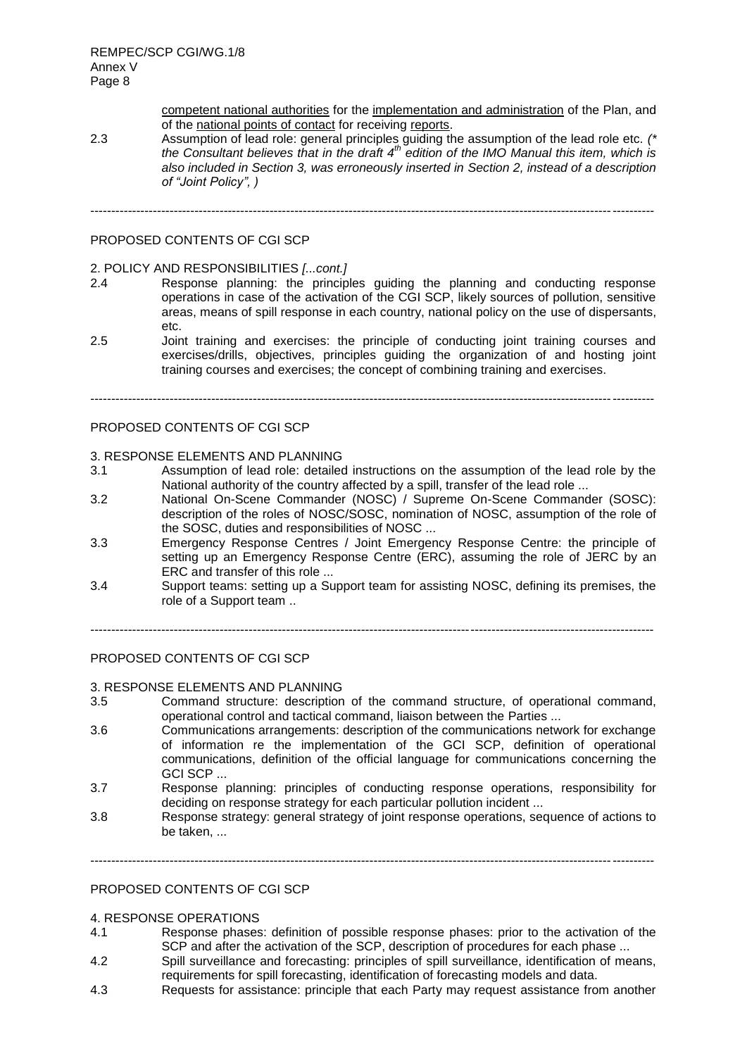competent national authorities for the implementation and administration of the Plan, and of the national points of contact for receiving reports.

2.3 Assumption of lead role: general principles guiding the assumption of the lead role etc. *(\* the Consultant believes that in the draft 4th edition of the IMO Manual this item, which is also included in Section 3, was erroneously inserted in Section 2, instead of a description of "Joint Policy", )*

---

PROPOSED CONTENTS OF CGI SCP

2. POLICY AND RESPONSIBILITIES *[...cont.]*

2.4 Response planning: the principles guiding the planning and conducting response operations in case of the activation of the CGI SCP, likely sources of pollution, sensitive areas, means of spill response in each country, national policy on the use of dispersants, etc.

2.5 Joint training and exercises: the principle of conducting joint training courses and exercises/drills, objectives, principles guiding the organization of and hosting joint training courses and exercises; the concept of combining training and exercises.

---

PROPOSED CONTENTS OF CGI SCP

3. RESPONSE ELEMENTS AND PLANNING

3.1 Assumption of lead role: detailed instructions on the assumption of the lead role by the National authority of the country affected by a spill, transfer of the lead role ...

3.2 National On-Scene Commander (NOSC) / Supreme On-Scene Commander (SOSC): description of the roles of NOSC/SOSC, nomination of NOSC, assumption of the role of the SOSC, duties and responsibilities of NOSC ...

3.3 Emergency Response Centres / Joint Emergency Response Centre: the principle of setting up an Emergency Response Centre (ERC), assuming the role of JERC by an ERC and transfer of this role ...

3.4 Support teams: setting up a Support team for assisting NOSC, defining its premises, the role of a Support team ..

---

PROPOSED CONTENTS OF CGI SCP

3. RESPONSE ELEMENTS AND PLANNING

3.5 Command structure: description of the command structure, of operational command, operational control and tactical command, liaison between the Parties ...

3.6 Communications arrangements: description of the communications network for exchange of information re the implementation of the GCI SCP, definition of operational communications, definition of the official language for communications concerning the GCI SCP ...

3.7 Response planning: principles of conducting response operations, responsibility for deciding on response strategy for each particular pollution incident ...

3.8 Response strategy: general strategy of joint response operations, sequence of actions to be taken, ...

---

PROPOSED CONTENTS OF CGI SCP

4. RESPONSE OPERATIONS

4.1 Response phases: definition of possible response phases: prior to the activation of the SCP and after the activation of the SCP, description of procedures for each phase ...

4.2 Spill surveillance and forecasting: principles of spill surveillance, identification of means, requirements for spill forecasting, identification of forecasting models and data.

4.3 Requests for assistance: principle that each Party may request assistance from another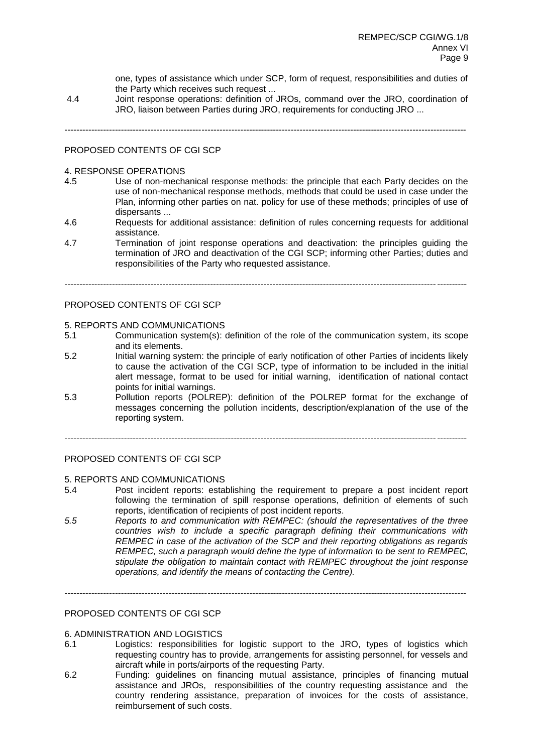one, types of assistance which under SCP, form of request, responsibilities and duties of the Party which receives such request ...

4.4 Joint response operations: definition of JROs, command over the JRO, coordination of JRO, liaison between Parties during JRO, requirements for conducting JRO ...

---

PROPOSED CONTENTS OF CGI SCP

4. RESPONSE OPERATIONS

4.5 Use of non-mechanical response methods: the principle that each Party decides on the use of non-mechanical response methods, methods that could be used in case under the Plan, informing other parties on nat. policy for use of these methods; principles of use of dispersants ...

4.6 Requests for additional assistance: definition of rules concerning requests for additional assistance.

4.7 Termination of joint response operations and deactivation: the principles guiding the termination of JRO and deactivation of the CGI SCP; informing other Parties; duties and responsibilities of the Party who requested assistance.

---

PROPOSED CONTENTS OF CGI SCP

5. REPORTS AND COMMUNICATIONS

5.1 Communication system(s): definition of the role of the communication system, its scope and its elements.

5.2 Initial warning system: the principle of early notification of other Parties of incidents likely to cause the activation of the CGI SCP, type of information to be included in the initial alert message, format to be used for initial warning, identification of national contact points for initial warnings.

5.3 Pollution reports (POLREP): definition of the POLREP format for the exchange of messages concerning the pollution incidents, description/explanation of the use of the reporting system.

---

PROPOSED CONTENTS OF CGI SCP

5. REPORTS AND COMMUNICATIONS

5.4 Post incident reports: establishing the requirement to prepare a post incident report following the termination of spill response operations, definition of elements of such reports, identification of recipients of post incident reports.

*5.5 Reports to and communication with REMPEC: (should the representatives of the three countries wish to include a specific paragraph defining their communications with REMPEC in case of the activation of the SCP and their reporting obligations as regards REMPEC, such a paragraph would define the type of information to be sent to REMPEC, stipulate the obligation to maintain contact with REMPEC throughout the joint response operations, and identify the means of contacting the Centre).*

---

PROPOSED CONTENTS OF CGI SCP

6. ADMINISTRATION AND LOGISTICS

6.1 Logistics: responsibilities for logistic support to the JRO, types of logistics which requesting country has to provide, arrangements for assisting personnel, for vessels and aircraft while in ports/airports of the requesting Party.

6.2 Funding: guidelines on financing mutual assistance, principles of financing mutual assistance and JROs, responsibilities of the country requesting assistance and the country rendering assistance, preparation of invoices for the costs of assistance, reimbursement of such costs.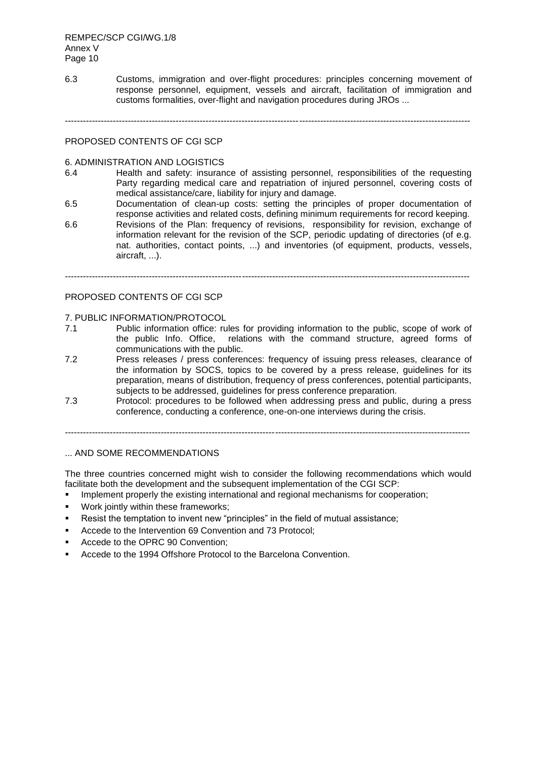6.3 Customs, immigration and over-flight procedures: principles concerning movement of response personnel, equipment, vessels and aircraft, facilitation of immigration and customs formalities, over-flight and navigation procedures during JROs ...

---

PROPOSED CONTENTS OF CGI SCP

6. ADMINISTRATION AND LOGISTICS

6.4 Health and safety: insurance of assisting personnel, responsibilities of the requesting Party regarding medical care and repatriation of injured personnel, covering costs of medical assistance/care, liability for injury and damage.

6.5 Documentation of clean-up costs: setting the principles of proper documentation of response activities and related costs, defining minimum requirements for record keeping.

6.6 Revisions of the Plan: frequency of revisions, responsibility for revision, exchange of information relevant for the revision of the SCP, periodic updating of directories (of e.g. nat. authorities, contact points, ...) and inventories (of equipment, products, vessels, aircraft, ...).

---

PROPOSED CONTENTS OF CGI SCP

7. PUBLIC INFORMATION/PROTOCOL

7.1 Public information office: rules for providing information to the public, scope of work of the public Info. Office, relations with the command structure, agreed forms of communications with the public.

7.2 Press releases / press conferences: frequency of issuing press releases, clearance of the information by SOCS, topics to be covered by a press release, guidelines for its preparation, means of distribution, frequency of press conferences, potential participants, subjects to be addressed, guidelines for press conference preparation.

7.3 Protocol: procedures to be followed when addressing press and public, during a press conference, conducting a conference, one-on-one interviews during the crisis.

---

... AND SOME RECOMMENDATIONS

The three countries concerned might wish to consider the following recommendations which would facilitate both the development and the subsequent implementation of the CGI SCP:

- Implement properly the existing international and regional mechanisms for cooperation;
- Work jointly within these frameworks;
- Resist the temptation to invent new "principles" in the field of mutual assistance;
- Accede to the Intervention 69 Convention and 73 Protocol;
- Accede to the OPRC 90 Convention;
- Accede to the 1994 Offshore Protocol to the Barcelona Convention.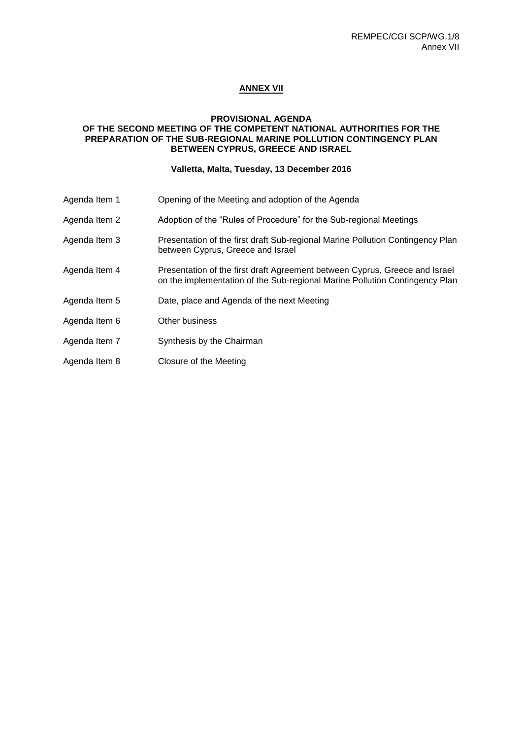## ANNEX VII

### PROVISIONAL AGENDA
### OF THE SECOND MEETING OF THE COMPETENT NATIONAL AUTHORITIES FOR THE PREPARATION OF THE SUB-REGIONAL MARINE POLLUTION CONTINGENCY PLAN BETWEEN CYPRUS, GREECE AND ISRAEL

**Valletta, Malta, Tuesday, 13 December 2016**

| | |
|---|---|
| Agenda Item 1 | Opening of the Meeting and adoption of the Agenda |
| Agenda Item 2 | Adoption of the "Rules of Procedure" for the Sub-regional Meetings |
| Agenda Item 3 | Presentation of the first draft Sub-regional Marine Pollution Contingency Plan between Cyprus, Greece and Israel |
| Agenda Item 4 | Presentation of the first draft Agreement between Cyprus, Greece and Israel on the implementation of the Sub-regional Marine Pollution Contingency Plan |
| Agenda Item 5 | Date, place and Agenda of the next Meeting |
| Agenda Item 6 | Other business |
| Agenda Item 7 | Synthesis by the Chairman |
| Agenda Item 8 | Closure of the Meeting |